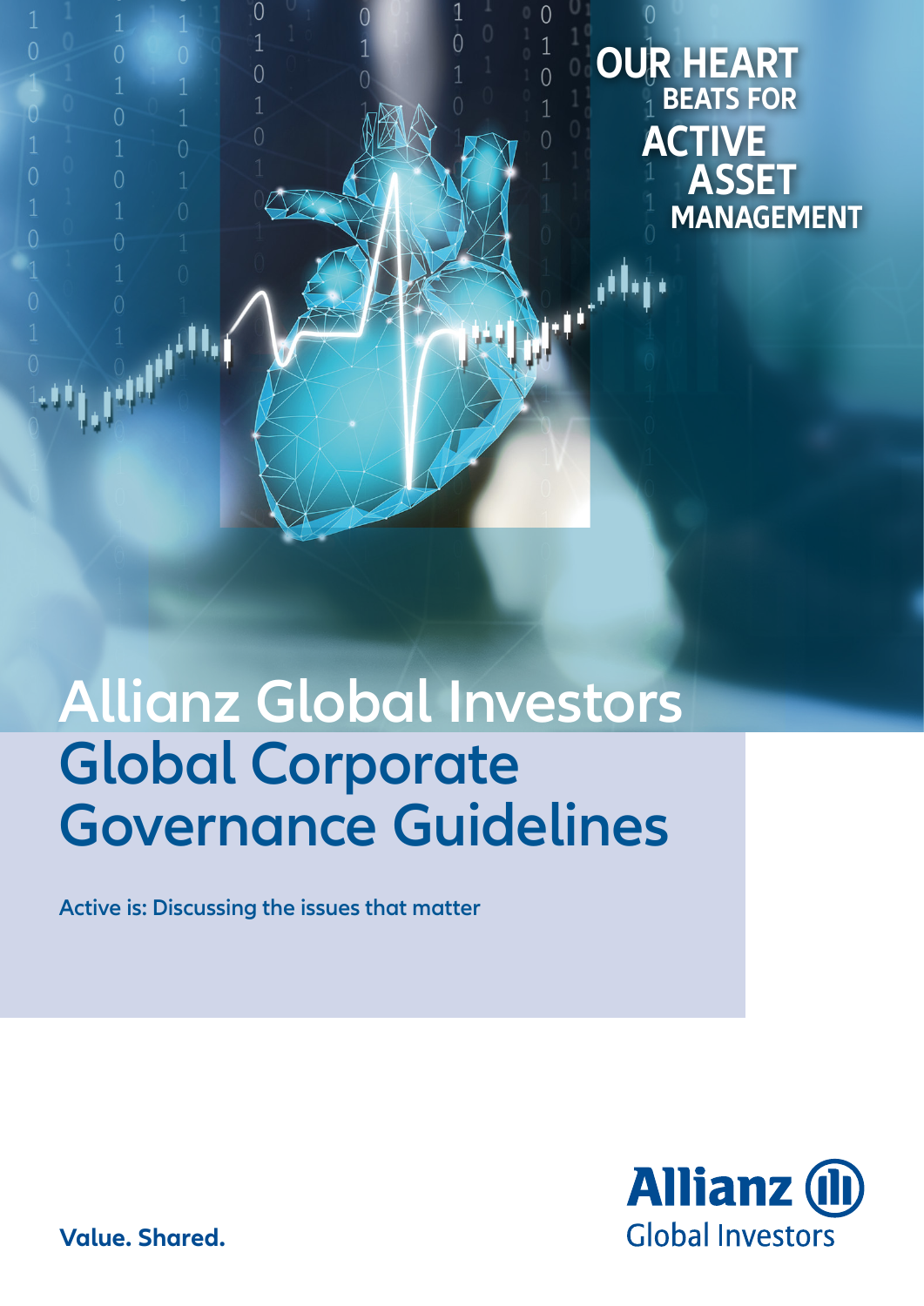OUR HEART BEATS FOR ACTIVE ASSET MANAGEMENT

# Allianz Global Investors Global Corporate Governance Guidelines

**Active is: Discussing the issues that matter**

**Value. Shared.**

Allianz Global Investors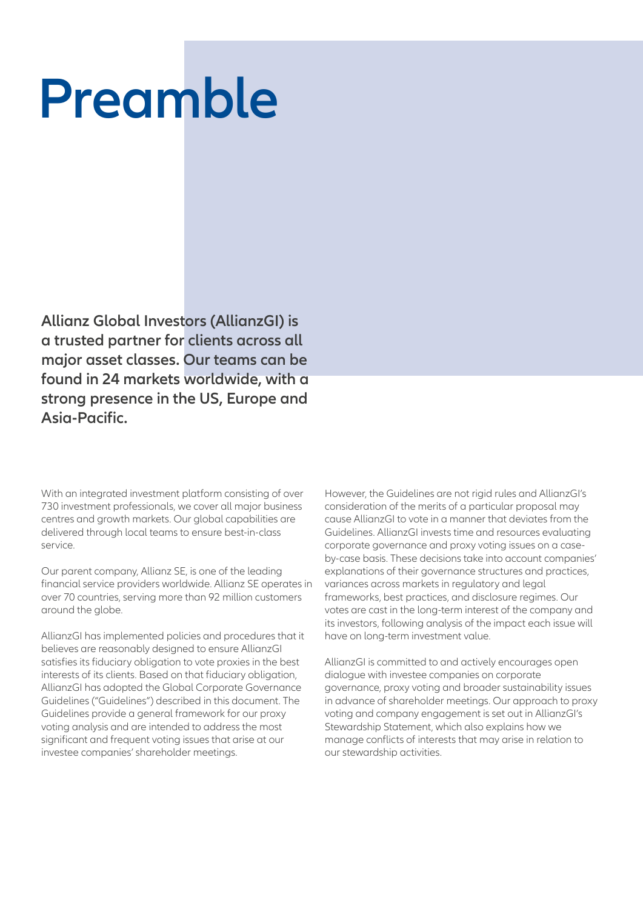# Preamble

**Allianz Global Investors (AllianzGI) is a trusted partner for clients across all major asset classes. Our teams can be found in 24 markets worldwide, with a strong presence in the US, Europe and Asia-Pacific.**

With an integrated investment platform consisting of over 730 investment professionals, we cover all major business centres and growth markets. Our global capabilities are delivered through local teams to ensure best-in-class service.

Our parent company, Allianz SE, is one of the leading financial service providers worldwide. Allianz SE operates in over 70 countries, serving more than 92 million customers around the globe.

AllianzGI has implemented policies and procedures that it believes are reasonably designed to ensure AllianzGI satisfies its fiduciary obligation to vote proxies in the best interests of its clients. Based on that fiduciary obligation, AllianzGI has adopted the Global Corporate Governance Guidelines ("Guidelines") described in this document. The Guidelines provide a general framework for our proxy voting analysis and are intended to address the most significant and frequent voting issues that arise at our investee companies' shareholder meetings.

However, the Guidelines are not rigid rules and AllianzGI's consideration of the merits of a particular proposal may cause AllianzGI to vote in a manner that deviates from the Guidelines. AllianzGI invests time and resources evaluating corporate governance and proxy voting issues on a case-by-case basis. These decisions take into account companies' explanations of their governance structures and practices, variances across markets in regulatory and legal frameworks, best practices, and disclosure regimes. Our votes are cast in the long-term interest of the company and its investors, following analysis of the impact each issue will have on long-term investment value.

AllianzGI is committed to and actively encourages open dialogue with investee companies on corporate governance, proxy voting and broader sustainability issues in advance of shareholder meetings. Our approach to proxy voting and company engagement is set out in AllianzGI's Stewardship Statement, which also explains how we manage conflicts of interests that may arise in relation to our stewardship activities.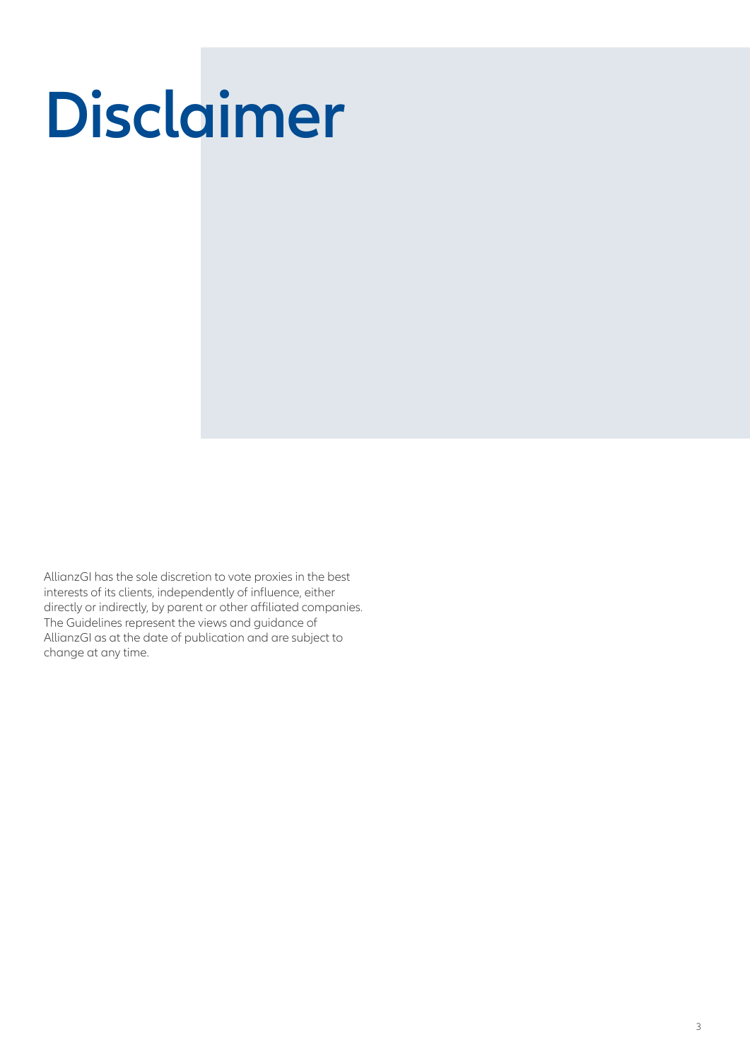# Disclaimer

AllianzGI has the sole discretion to vote proxies in the best interests of its clients, independently of influence, either directly or indirectly, by parent or other affiliated companies. The Guidelines represent the views and guidance of AllianzGI as at the date of publication and are subject to change at any time.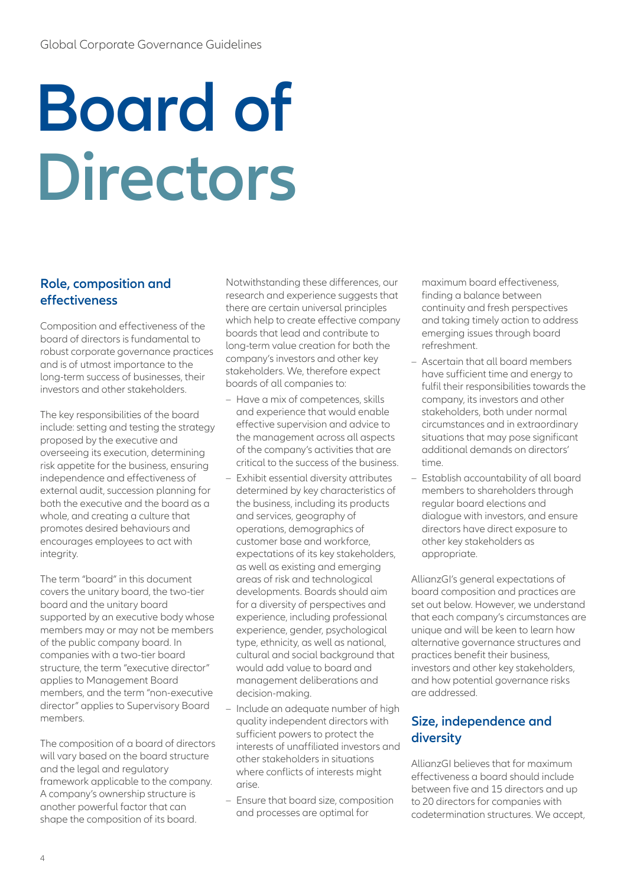# Board of Directors

## Role, composition and effectiveness

Composition and effectiveness of the board of directors is fundamental to robust corporate governance practices and is of utmost importance to the long-term success of businesses, their investors and other stakeholders.

The key responsibilities of the board include: setting and testing the strategy proposed by the executive and overseeing its execution, determining risk appetite for the business, ensuring independence and effectiveness of external audit, succession planning for both the executive and the board as a whole, and creating a culture that promotes desired behaviours and encourages employees to act with integrity.

The term "board" in this document covers the unitary board, the two-tier board and the unitary board supported by an executive body whose members may or may not be members of the public company board. In companies with a two-tier board structure, the term "executive director" applies to Management Board members, and the term "non-executive director" applies to Supervisory Board members.

The composition of a board of directors will vary based on the board structure and the legal and regulatory framework applicable to the company. A company's ownership structure is another powerful factor that can shape the composition of its board.

Notwithstanding these differences, our research and experience suggests that there are certain universal principles which help to create effective company boards that lead and contribute to long-term value creation for both the company's investors and other key stakeholders. We, therefore expect boards of all companies to:

- Have a mix of competences, skills and experience that would enable effective supervision and advice to the management across all aspects of the company's activities that are critical to the success of the business.
- Exhibit essential diversity attributes determined by key characteristics of the business, including its products and services, geography of operations, demographics of customer base and workforce, expectations of its key stakeholders, as well as existing and emerging areas of risk and technological developments. Boards should aim for a diversity of perspectives and experience, including professional experience, gender, psychological type, ethnicity, as well as national, cultural and social background that would add value to board and management deliberations and decision-making.
- Include an adequate number of high quality independent directors with sufficient powers to protect the interests of unaffiliated investors and other stakeholders in situations where conflicts of interests might arise.
- Ensure that board size, composition and processes are optimal for maximum board effectiveness, finding a balance between continuity and fresh perspectives and taking timely action to address emerging issues through board refreshment.
- Ascertain that all board members have sufficient time and energy to fulfil their responsibilities towards the company, its investors and other stakeholders, both under normal circumstances and in extraordinary situations that may pose significant additional demands on directors' time.
- Establish accountability of all board members to shareholders through regular board elections and dialogue with investors, and ensure directors have direct exposure to other key stakeholders as appropriate.

AllianzGI's general expectations of board composition and practices are set out below. However, we understand that each company's circumstances are unique and will be keen to learn how alternative governance structures and practices benefit their business, investors and other key stakeholders, and how potential governance risks are addressed.

## Size, independence and diversity

AllianzGI believes that for maximum effectiveness a board should include between five and 15 directors and up to 20 directors for companies with codetermination structures. We accept,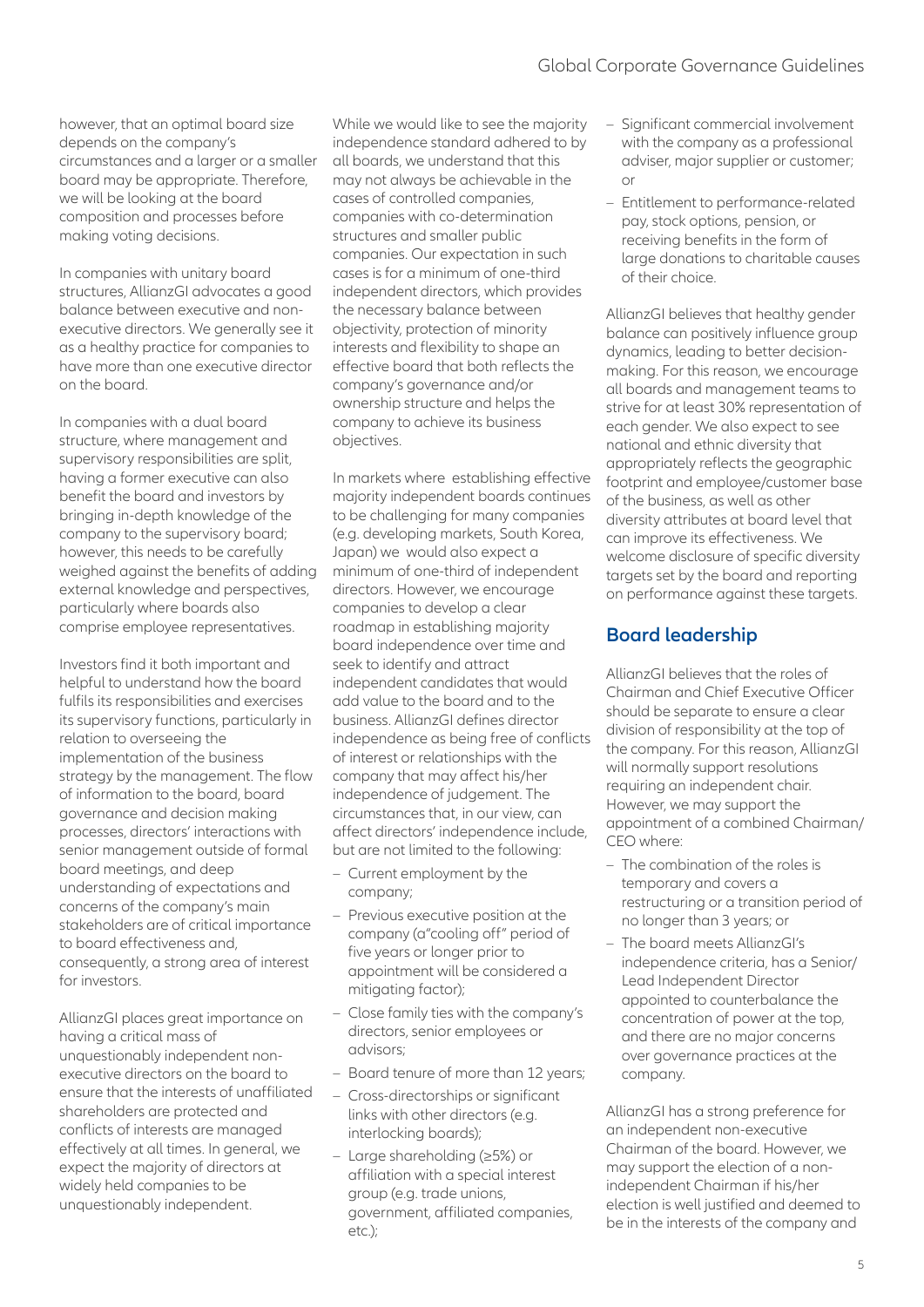however, that an optimal board size depends on the company's circumstances and a larger or a smaller board may be appropriate. Therefore, we will be looking at the board composition and processes before making voting decisions.

In companies with unitary board structures, AllianzGI advocates a good balance between executive and non-executive directors. We generally see it as a healthy practice for companies to have more than one executive director on the board.

In companies with a dual board structure, where management and supervisory responsibilities are split, having a former executive can also benefit the board and investors by bringing in-depth knowledge of the company to the supervisory board; however, this needs to be carefully weighed against the benefits of adding external knowledge and perspectives, particularly where boards also comprise employee representatives.

Investors find it both important and helpful to understand how the board fulfils its responsibilities and exercises its supervisory functions, particularly in relation to overseeing the implementation of the business strategy by the management. The flow of information to the board, board governance and decision making processes, directors' interactions with senior management outside of formal board meetings, and deep understanding of expectations and concerns of the company's main stakeholders are of critical importance to board effectiveness and, consequently, a strong area of interest for investors.

AllianzGI places great importance on having a critical mass of unquestionably independent non-executive directors on the board to ensure that the interests of unaffiliated shareholders are protected and conflicts of interests are managed effectively at all times. In general, we expect the majority of directors at widely held companies to be unquestionably independent.

While we would like to see the majority independence standard adhered to by all boards, we understand that this may not always be achievable in the cases of controlled companies, companies with co-determination structures and smaller public companies. Our expectation in such cases is for a minimum of one-third independent directors, which provides the necessary balance between objectivity, protection of minority interests and flexibility to shape an effective board that both reflects the company's governance and/or ownership structure and helps the company to achieve its business objectives.

In markets where establishing effective majority independent boards continues to be challenging for many companies (e.g. developing markets, South Korea, Japan) we would also expect a minimum of one-third of independent directors. However, we encourage companies to develop a clear roadmap in establishing majority board independence over time and seek to identify and attract independent candidates that would add value to the board and to the business. AllianzGI defines director independence as being free of conflicts of interest or relationships with the company that may affect his/her independence of judgement. The circumstances that, in our view, can affect directors' independence include, but are not limited to the following:

- Current employment by the company;
- Previous executive position at the company (a"cooling off" period of five years or longer prior to appointment will be considered a mitigating factor);
- Close family ties with the company's directors, senior employees or advisors;
- Board tenure of more than 12 years;
- Cross-directorships or significant links with other directors (e.g. interlocking boards);
- Large shareholding (≥5%) or affiliation with a special interest group (e.g. trade unions, government, affiliated companies, etc.);
- Significant commercial involvement with the company as a professional adviser, major supplier or customer; or
- Entitlement to performance-related pay, stock options, pension, or receiving benefits in the form of large donations to charitable causes of their choice.

AllianzGI believes that healthy gender balance can positively influence group dynamics, leading to better decision-making. For this reason, we encourage all boards and management teams to strive for at least 30% representation of each gender. We also expect to see national and ethnic diversity that appropriately reflects the geographic footprint and employee/customer base of the business, as well as other diversity attributes at board level that can improve its effectiveness. We welcome disclosure of specific diversity targets set by the board and reporting on performance against these targets.

## Board leadership

AllianzGI believes that the roles of Chairman and Chief Executive Officer should be separate to ensure a clear division of responsibility at the top of the company. For this reason, AllianzGI will normally support resolutions requiring an independent chair. However, we may support the appointment of a combined Chairman/CEO where:

- The combination of the roles is temporary and covers a restructuring or a transition period of no longer than 3 years; or
- The board meets AllianzGI's independence criteria, has a Senior/Lead Independent Director appointed to counterbalance the concentration of power at the top, and there are no major concerns over governance practices at the company.

AllianzGI has a strong preference for an independent non-executive Chairman of the board. However, we may support the election of a non-independent Chairman if his/her election is well justified and deemed to be in the interests of the company and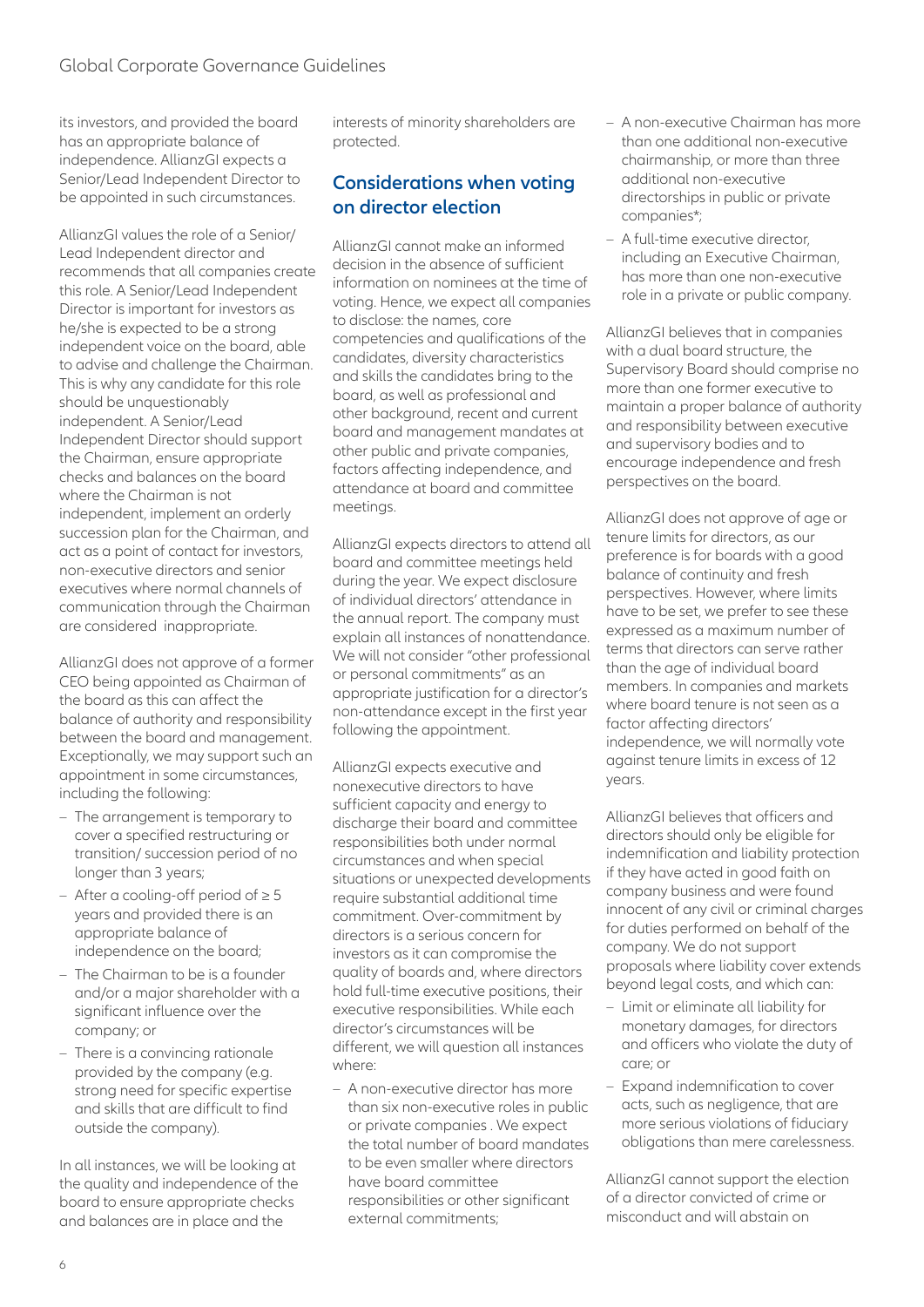its investors, and provided the board has an appropriate balance of independence. AllianzGI expects a Senior/Lead Independent Director to be appointed in such circumstances.

AllianzGI values the role of a Senior/ Lead Independent director and recommends that all companies create this role. A Senior/Lead Independent Director is important for investors as he/she is expected to be a strong independent voice on the board, able to advise and challenge the Chairman. This is why any candidate for this role should be unquestionably independent. A Senior/Lead Independent Director should support the Chairman, ensure appropriate checks and balances on the board where the Chairman is not independent, implement an orderly succession plan for the Chairman, and act as a point of contact for investors, non-executive directors and senior executives where normal channels of communication through the Chairman are considered inappropriate.

AllianzGI does not approve of a former CEO being appointed as Chairman of the board as this can affect the balance of authority and responsibility between the board and management. Exceptionally, we may support such an appointment in some circumstances, including the following:

- The arrangement is temporary to cover a specified restructuring or transition/ succession period of no longer than 3 years;
- After a cooling-off period of ≥ 5 years and provided there is an appropriate balance of independence on the board;
- The Chairman to be is a founder and/or a major shareholder with a significant influence over the company; or
- There is a convincing rationale provided by the company (e.g. strong need for specific expertise and skills that are difficult to find outside the company).

In all instances, we will be looking at the quality and independence of the board to ensure appropriate checks and balances are in place and the interests of minority shareholders are protected.

## Considerations when voting on director election

AllianzGI cannot make an informed decision in the absence of sufficient information on nominees at the time of voting. Hence, we expect all companies to disclose: the names, core competencies and qualifications of the candidates, diversity characteristics and skills the candidates bring to the board, as well as professional and other background, recent and current board and management mandates at other public and private companies, factors affecting independence, and attendance at board and committee meetings.

AllianzGI expects directors to attend all board and committee meetings held during the year. We expect disclosure of individual directors' attendance in the annual report. The company must explain all instances of nonattendance. We will not consider "other professional or personal commitments" as an appropriate justification for a director's non-attendance except in the first year following the appointment.

AllianzGI expects executive and nonexecutive directors to have sufficient capacity and energy to discharge their board and committee responsibilities both under normal circumstances and when special situations or unexpected developments require substantial additional time commitment. Over-commitment by directors is a serious concern for investors as it can compromise the quality of boards and, where directors hold full-time executive positions, their executive responsibilities. While each director's circumstances will be different, we will question all instances where:

- A non-executive director has more than six non-executive roles in public or private companies . We expect the total number of board mandates to be even smaller where directors have board committee responsibilities or other significant external commitments;
- A non-executive Chairman has more than one additional non-executive chairmanship, or more than three additional non-executive directorships in public or private companies*;
- A full-time executive director, including an Executive Chairman, has more than one non-executive role in a private or public company.

AllianzGI believes that in companies with a dual board structure, the Supervisory Board should comprise no more than one former executive to maintain a proper balance of authority and responsibility between executive and supervisory bodies and to encourage independence and fresh perspectives on the board.

AllianzGI does not approve of age or tenure limits for directors, as our preference is for boards with a good balance of continuity and fresh perspectives. However, where limits have to be set, we prefer to see these expressed as a maximum number of terms that directors can serve rather than the age of individual board members. In companies and markets where board tenure is not seen as a factor affecting directors' independence, we will normally vote against tenure limits in excess of 12 years.

AllianzGI believes that officers and directors should only be eligible for indemnification and liability protection if they have acted in good faith on company business and were found innocent of any civil or criminal charges for duties performed on behalf of the company. We do not support proposals where liability cover extends beyond legal costs, and which can:

- Limit or eliminate all liability for monetary damages, for directors and officers who violate the duty of care; or
- Expand indemnification to cover acts, such as negligence, that are more serious violations of fiduciary obligations than mere carelessness.

AllianzGI cannot support the election of a director convicted of crime or misconduct and will abstain on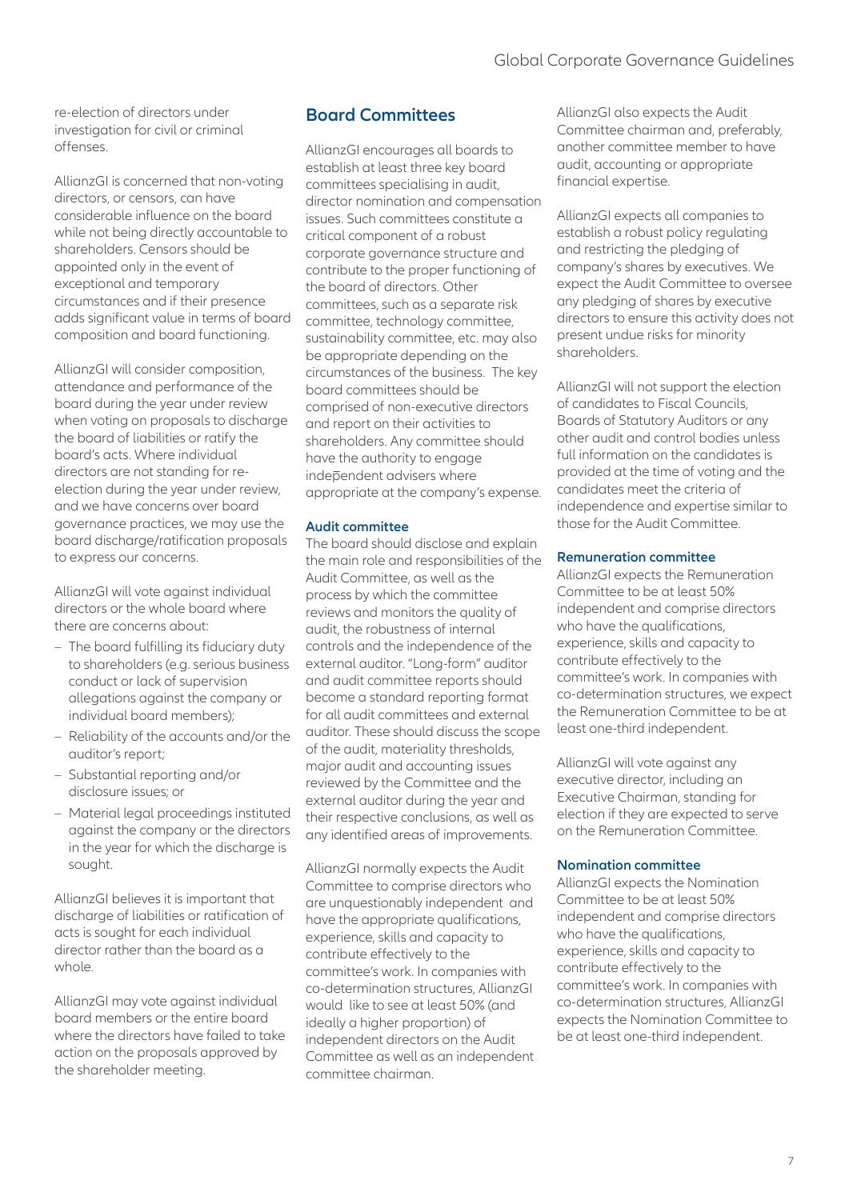re-election of directors under investigation for civil or criminal offenses.

AllianzGI is concerned that non-voting directors, or censors, can have considerable influence on the board while not being directly accountable to shareholders. Censors should be appointed only in the event of exceptional and temporary circumstances and if their presence adds significant value in terms of board composition and board functioning.

AllianzGI will consider composition, attendance and performance of the board during the year under review when voting on proposals to discharge the board of liabilities or ratify the board's acts. Where individual directors are not standing for re-election during the year under review, and we have concerns over board governance practices, we may use the board discharge/ratification proposals to express our concerns.

AllianzGI will vote against individual directors or the whole board where there are concerns about:

- The board fulfilling its fiduciary duty to shareholders (e.g. serious business conduct or lack of supervision allegations against the company or individual board members);
- Reliability of the accounts and/or the auditor's report;
- Substantial reporting and/or disclosure issues; or
- Material legal proceedings instituted against the company or the directors in the year for which the discharge is sought.

AllianzGI believes it is important that discharge of liabilities or ratification of acts is sought for each individual director rather than the board as a whole.

AllianzGI may vote against individual board members or the entire board where the directors have failed to take action on the proposals approved by the shareholder meeting.

## Board Committees

AllianzGI encourages all boards to establish at least three key board committees specialising in audit, director nomination and compensation issues. Such committees constitute a critical component of a robust corporate governance structure and contribute to the proper functioning of the board of directors. Other committees, such as a separate risk committee, technology committee, sustainability committee, etc. may also be appropriate depending on the circumstances of the business. The key board committees should be comprised of non-executive directors and report on their activities to shareholders. Any committee should have the authority to engage independent advisers where appropriate at the company's expense.

### Audit committee

The board should disclose and explain the main role and responsibilities of the Audit Committee, as well as the process by which the committee reviews and monitors the quality of audit, the robustness of internal controls and the independence of the external auditor. "Long-form" auditor and audit committee reports should become a standard reporting format for all audit committees and external auditor. These should discuss the scope of the audit, materiality thresholds, major audit and accounting issues reviewed by the Committee and the external auditor during the year and their respective conclusions, as well as any identified areas of improvements.

AllianzGI normally expects the Audit Committee to comprise directors who are unquestionably independent and have the appropriate qualifications, experience, skills and capacity to contribute effectively to the committee's work. In companies with co-determination structures, AllianzGI would like to see at least 50% (and ideally a higher proportion) of independent directors on the Audit Committee as well as an independent committee chairman.

AllianzGI also expects the Audit Committee chairman and, preferably, another committee member to have audit, accounting or appropriate financial expertise.

AllianzGI expects all companies to establish a robust policy regulating and restricting the pledging of company's shares by executives. We expect the Audit Committee to oversee any pledging of shares by executive directors to ensure this activity does not present undue risks for minority shareholders.

AllianzGI will not support the election of candidates to Fiscal Councils, Boards of Statutory Auditors or any other audit and control bodies unless full information on the candidates is provided at the time of voting and the candidates meet the criteria of independence and expertise similar to those for the Audit Committee.

### Remuneration committee

AllianzGI expects the Remuneration Committee to be at least 50% independent and comprise directors who have the qualifications, experience, skills and capacity to contribute effectively to the committee's work. In companies with co-determination structures, we expect the Remuneration Committee to be at least one-third independent.

AllianzGI will vote against any executive director, including an Executive Chairman, standing for election if they are expected to serve on the Remuneration Committee.

### Nomination committee

AllianzGI expects the Nomination Committee to be at least 50% independent and comprise directors who have the qualifications, experience, skills and capacity to contribute effectively to the committee's work. In companies with co-determination structures, AllianzGI expects the Nomination Committee to be at least one-third independent.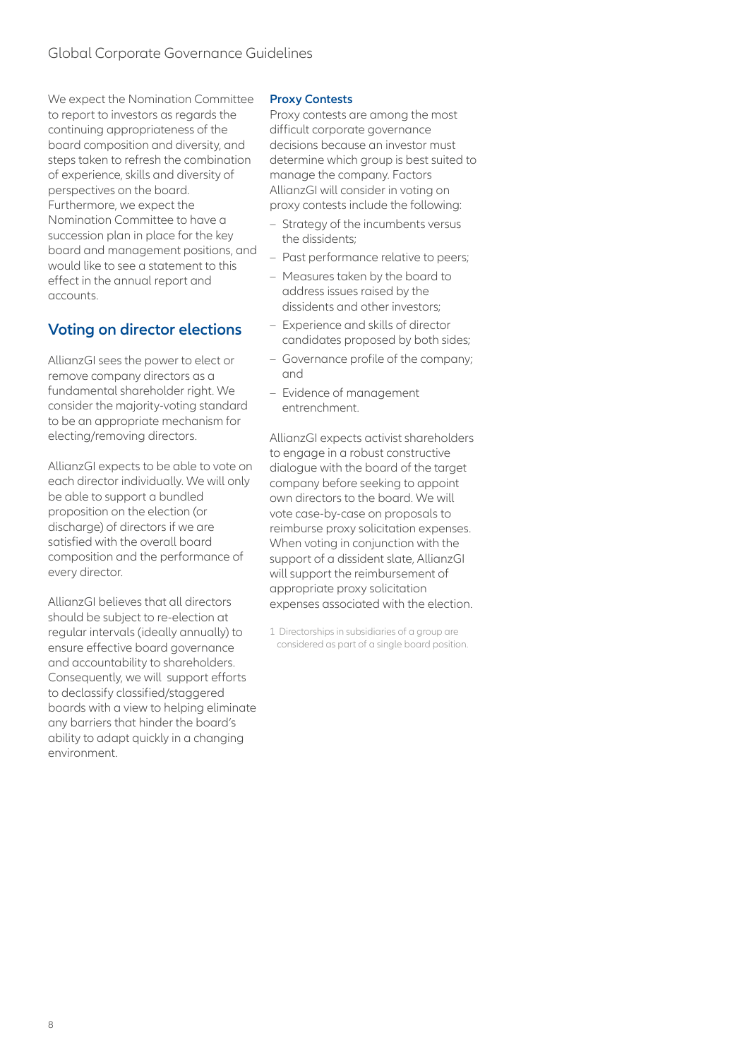We expect the Nomination Committee to report to investors as regards the continuing appropriateness of the board composition and diversity, and steps taken to refresh the combination of experience, skills and diversity of perspectives on the board. Furthermore, we expect the Nomination Committee to have a succession plan in place for the key board and management positions, and would like to see a statement to this effect in the annual report and accounts.

## Voting on director elections

AllianzGI sees the power to elect or remove company directors as a fundamental shareholder right. We consider the majority-voting standard to be an appropriate mechanism for electing/removing directors.

AllianzGI expects to be able to vote on each director individually. We will only be able to support a bundled proposition on the election (or discharge) of directors if we are satisfied with the overall board composition and the performance of every director.

AllianzGI believes that all directors should be subject to re-election at regular intervals (ideally annually) to ensure effective board governance and accountability to shareholders. Consequently, we will support efforts to declassify classified/staggered boards with a view to helping eliminate any barriers that hinder the board's ability to adapt quickly in a changing environment.

### Proxy Contests

Proxy contests are among the most difficult corporate governance decisions because an investor must determine which group is best suited to manage the company. Factors AllianzGI will consider in voting on proxy contests include the following:

- Strategy of the incumbents versus the dissidents;
- Past performance relative to peers;
- Measures taken by the board to address issues raised by the dissidents and other investors;
- Experience and skills of director candidates proposed by both sides;
- Governance profile of the company; and
- Evidence of management entrenchment.

AllianzGI expects activist shareholders to engage in a robust constructive dialogue with the board of the target company before seeking to appoint own directors to the board. We will vote case-by-case on proposals to reimburse proxy solicitation expenses. When voting in conjunction with the support of a dissident slate, AllianzGI will support the reimbursement of appropriate proxy solicitation expenses associated with the election.

1 Directorships in subsidiaries of a group are considered as part of a single board position.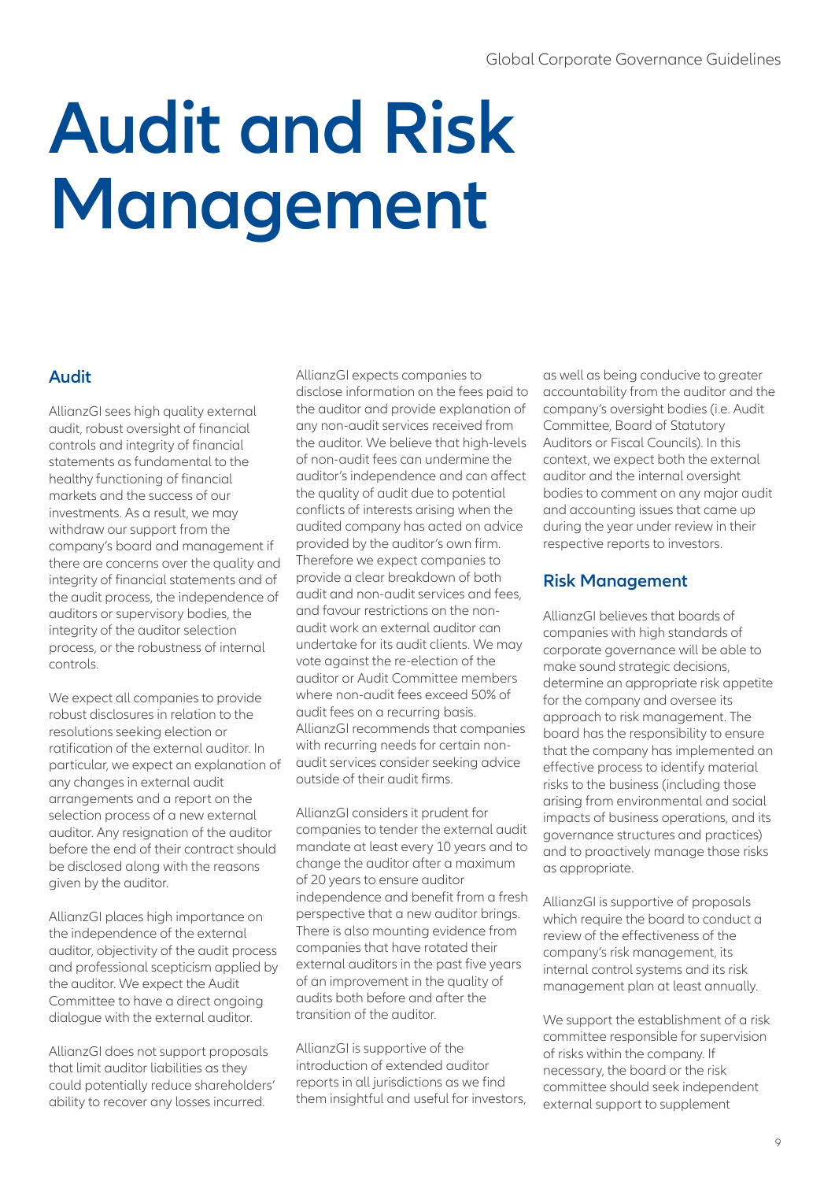# Audit and Risk Management

## Audit

AllianzGI sees high quality external audit, robust oversight of financial controls and integrity of financial statements as fundamental to the healthy functioning of financial markets and the success of our investments. As a result, we may withdraw our support from the company's board and management if there are concerns over the quality and integrity of financial statements and of the audit process, the independence of auditors or supervisory bodies, the integrity of the auditor selection process, or the robustness of internal controls.

We expect all companies to provide robust disclosures in relation to the resolutions seeking election or ratification of the external auditor. In particular, we expect an explanation of any changes in external audit arrangements and a report on the selection process of a new external auditor. Any resignation of the auditor before the end of their contract should be disclosed along with the reasons given by the auditor.

AllianzGI places high importance on the independence of the external auditor, objectivity of the audit process and professional scepticism applied by the auditor. We expect the Audit Committee to have a direct ongoing dialogue with the external auditor.

AllianzGI does not support proposals that limit auditor liabilities as they could potentially reduce shareholders' ability to recover any losses incurred.

AllianzGI expects companies to disclose information on the fees paid to the auditor and provide explanation of any non-audit services received from the auditor. We believe that high-levels of non-audit fees can undermine the auditor's independence and can affect the quality of audit due to potential conflicts of interests arising when the audited company has acted on advice provided by the auditor's own firm. Therefore we expect companies to provide a clear breakdown of both audit and non-audit services and fees, and favour restrictions on the non-audit work an external auditor can undertake for its audit clients. We may vote against the re-election of the auditor or Audit Committee members where non-audit fees exceed 50% of audit fees on a recurring basis. AllianzGI recommends that companies with recurring needs for certain non-audit services consider seeking advice outside of their audit firms.

AllianzGI considers it prudent for companies to tender the external audit mandate at least every 10 years and to change the auditor after a maximum of 20 years to ensure auditor independence and benefit from a fresh perspective that a new auditor brings. There is also mounting evidence from companies that have rotated their external auditors in the past five years of an improvement in the quality of audits both before and after the transition of the auditor.

AllianzGI is supportive of the introduction of extended auditor reports in all jurisdictions as we find them insightful and useful for investors, as well as being conducive to greater accountability from the auditor and the company's oversight bodies (i.e. Audit Committee, Board of Statutory Auditors or Fiscal Councils). In this context, we expect both the external auditor and the internal oversight bodies to comment on any major audit and accounting issues that came up during the year under review in their respective reports to investors.

## Risk Management

AllianzGI believes that boards of companies with high standards of corporate governance will be able to make sound strategic decisions, determine an appropriate risk appetite for the company and oversee its approach to risk management. The board has the responsibility to ensure that the company has implemented an effective process to identify material risks to the business (including those arising from environmental and social impacts of business operations, and its governance structures and practices) and to proactively manage those risks as appropriate.

AllianzGI is supportive of proposals which require the board to conduct a review of the effectiveness of the company's risk management, its internal control systems and its risk management plan at least annually.

We support the establishment of a risk committee responsible for supervision of risks within the company. If necessary, the board or the risk committee should seek independent external support to supplement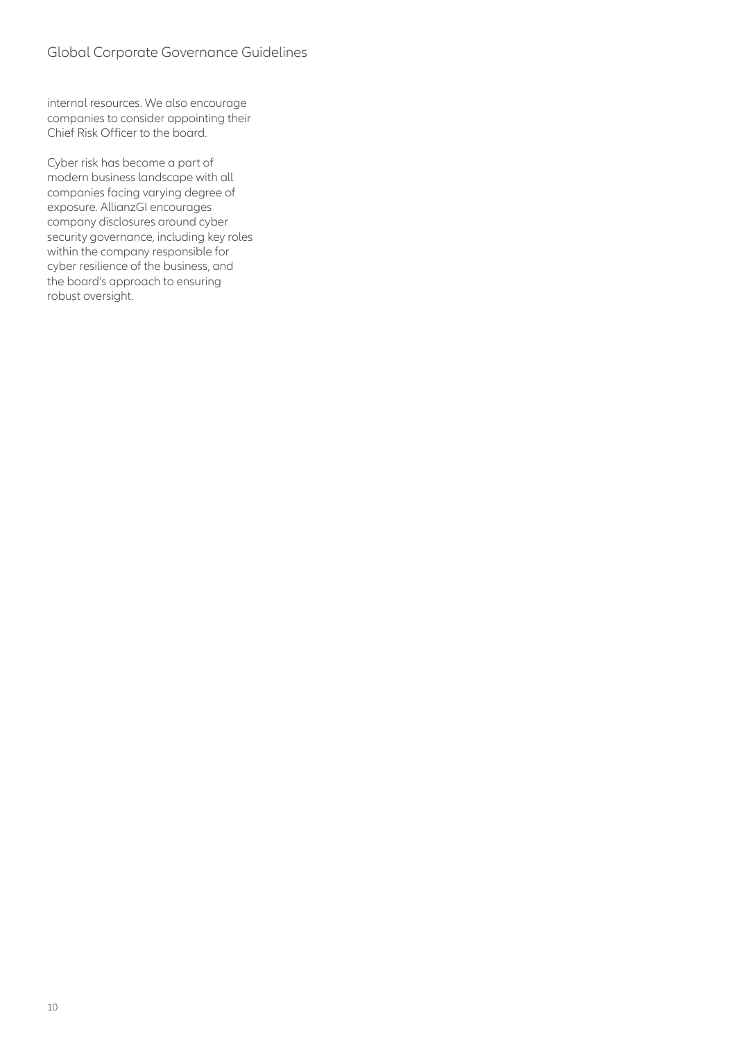internal resources. We also encourage companies to consider appointing their Chief Risk Officer to the board.

Cyber risk has become a part of modern business landscape with all companies facing varying degree of exposure. AllianzGI encourages company disclosures around cyber security governance, including key roles within the company responsible for cyber resilience of the business, and the board's approach to ensuring robust oversight.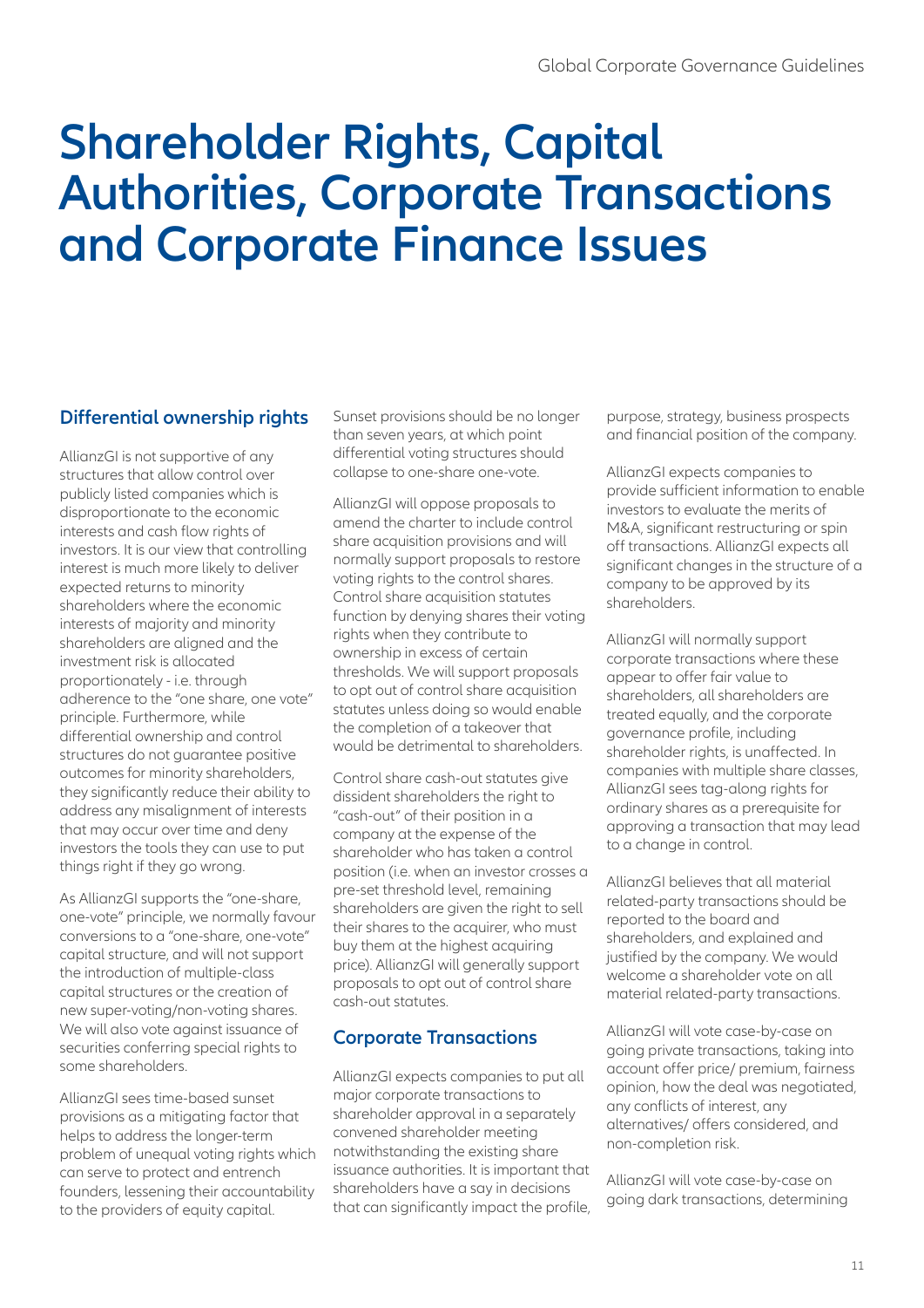# Shareholder Rights, Capital Authorities, Corporate Transactions and Corporate Finance Issues

## Differential ownership rights

AllianzGI is not supportive of any structures that allow control over publicly listed companies which is disproportionate to the economic interests and cash flow rights of investors. It is our view that controlling interest is much more likely to deliver expected returns to minority shareholders where the economic interests of majority and minority shareholders are aligned and the investment risk is allocated proportionately - i.e. through adherence to the "one share, one vote" principle. Furthermore, while differential ownership and control structures do not guarantee positive outcomes for minority shareholders, they significantly reduce their ability to address any misalignment of interests that may occur over time and deny investors the tools they can use to put things right if they go wrong.

As AllianzGI supports the "one-share, one-vote" principle, we normally favour conversions to a "one-share, one-vote" capital structure, and will not support the introduction of multiple-class capital structures or the creation of new super-voting/non-voting shares. We will also vote against issuance of securities conferring special rights to some shareholders.

AllianzGI sees time-based sunset provisions as a mitigating factor that helps to address the longer-term problem of unequal voting rights which can serve to protect and entrench founders, lessening their accountability to the providers of equity capital. Sunset provisions should be no longer than seven years, at which point differential voting structures should collapse to one-share one-vote.

AllianzGI will oppose proposals to amend the charter to include control share acquisition provisions and will normally support proposals to restore voting rights to the control shares. Control share acquisition statutes function by denying shares their voting rights when they contribute to ownership in excess of certain thresholds. We will support proposals to opt out of control share acquisition statutes unless doing so would enable the completion of a takeover that would be detrimental to shareholders.

Control share cash-out statutes give dissident shareholders the right to "cash-out" of their position in a company at the expense of the shareholder who has taken a control position (i.e. when an investor crosses a pre-set threshold level, remaining shareholders are given the right to sell their shares to the acquirer, who must buy them at the highest acquiring price). AllianzGI will generally support proposals to opt out of control share cash-out statutes.

## Corporate Transactions

AllianzGI expects companies to put all major corporate transactions to shareholder approval in a separately convened shareholder meeting notwithstanding the existing share issuance authorities. It is important that shareholders have a say in decisions that can significantly impact the profile, purpose, strategy, business prospects and financial position of the company.

AllianzGI expects companies to provide sufficient information to enable investors to evaluate the merits of M&A, significant restructuring or spin off transactions. AllianzGI expects all significant changes in the structure of a company to be approved by its shareholders.

AllianzGI will normally support corporate transactions where these appear to offer fair value to shareholders, all shareholders are treated equally, and the corporate governance profile, including shareholder rights, is unaffected. In companies with multiple share classes, AllianzGI sees tag-along rights for ordinary shares as a prerequisite for approving a transaction that may lead to a change in control.

AllianzGI believes that all material related-party transactions should be reported to the board and shareholders, and explained and justified by the company. We would welcome a shareholder vote on all material related-party transactions.

AllianzGI will vote case-by-case on going private transactions, taking into account offer price/ premium, fairness opinion, how the deal was negotiated, any conflicts of interest, any alternatives/ offers considered, and non-completion risk.

AllianzGI will vote case-by-case on going dark transactions, determining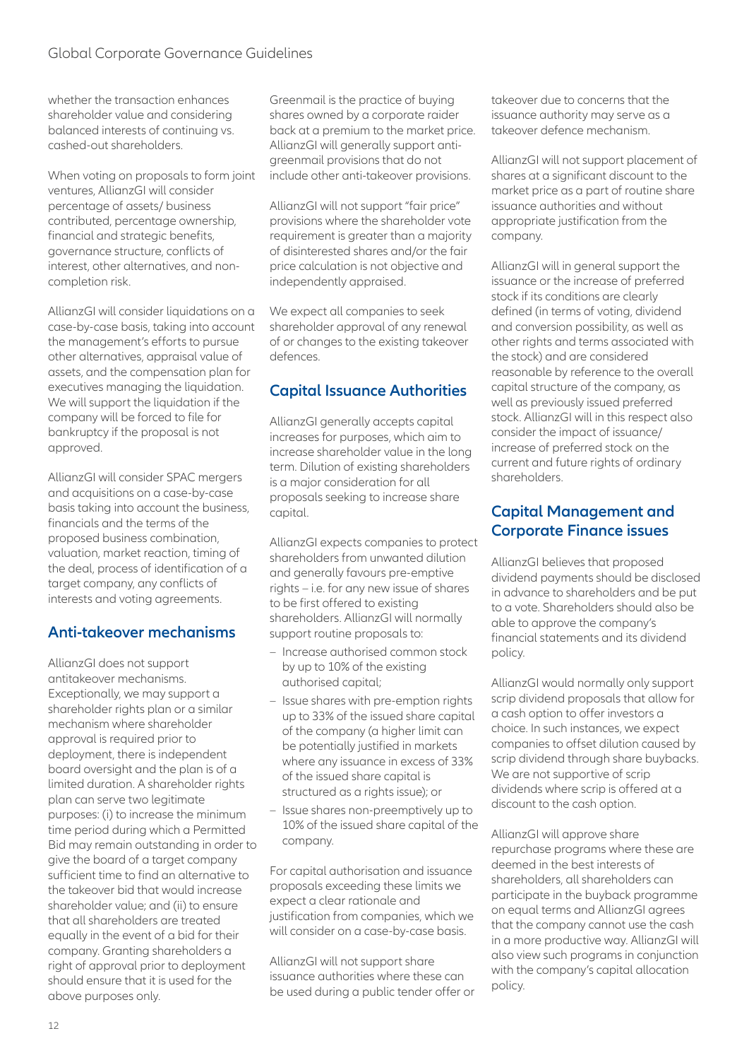whether the transaction enhances shareholder value and considering balanced interests of continuing vs. cashed-out shareholders.

When voting on proposals to form joint ventures, AllianzGI will consider percentage of assets/ business contributed, percentage ownership, financial and strategic benefits, governance structure, conflicts of interest, other alternatives, and non-completion risk.

AllianzGI will consider liquidations on a case-by-case basis, taking into account the management's efforts to pursue other alternatives, appraisal value of assets, and the compensation plan for executives managing the liquidation. We will support the liquidation if the company will be forced to file for bankruptcy if the proposal is not approved.

AllianzGI will consider SPAC mergers and acquisitions on a case-by-case basis taking into account the business, financials and the terms of the proposed business combination, valuation, market reaction, timing of the deal, process of identification of a target company, any conflicts of interests and voting agreements.

## Anti-takeover mechanisms

AllianzGI does not support antitakeover mechanisms. Exceptionally, we may support a shareholder rights plan or a similar mechanism where shareholder approval is required prior to deployment, there is independent board oversight and the plan is of a limited duration. A shareholder rights plan can serve two legitimate purposes: (i) to increase the minimum time period during which a Permitted Bid may remain outstanding in order to give the board of a target company sufficient time to find an alternative to the takeover bid that would increase shareholder value; and (ii) to ensure that all shareholders are treated equally in the event of a bid for their company. Granting shareholders a right of approval prior to deployment should ensure that it is used for the above purposes only.

Greenmail is the practice of buying shares owned by a corporate raider back at a premium to the market price. AllianzGI will generally support anti-greenmail provisions that do not include other anti-takeover provisions.

AllianzGI will not support "fair price" provisions where the shareholder vote requirement is greater than a majority of disinterested shares and/or the fair price calculation is not objective and independently appraised.

We expect all companies to seek shareholder approval of any renewal of or changes to the existing takeover defences.

## Capital Issuance Authorities

AllianzGI generally accepts capital increases for purposes, which aim to increase shareholder value in the long term. Dilution of existing shareholders is a major consideration for all proposals seeking to increase share capital.

AllianzGI expects companies to protect shareholders from unwanted dilution and generally favours pre-emptive rights – i.e. for any new issue of shares to be first offered to existing shareholders. AllianzGI will normally support routine proposals to:

- Increase authorised common stock by up to 10% of the existing authorised capital;
- Issue shares with pre-emption rights up to 33% of the issued share capital of the company (a higher limit can be potentially justified in markets where any issuance in excess of 33% of the issued share capital is structured as a rights issue); or
- Issue shares non-preemptively up to 10% of the issued share capital of the company.

For capital authorisation and issuance proposals exceeding these limits we expect a clear rationale and justification from companies, which we will consider on a case-by-case basis.

AllianzGI will not support share issuance authorities where these can be used during a public tender offer or takeover due to concerns that the issuance authority may serve as a takeover defence mechanism.

AllianzGI will not support placement of shares at a significant discount to the market price as a part of routine share issuance authorities and without appropriate justification from the company.

AllianzGI will in general support the issuance or the increase of preferred stock if its conditions are clearly defined (in terms of voting, dividend and conversion possibility, as well as other rights and terms associated with the stock) and are considered reasonable by reference to the overall capital structure of the company, as well as previously issued preferred stock. AllianzGI will in this respect also consider the impact of issuance/ increase of preferred stock on the current and future rights of ordinary shareholders.

## Capital Management and Corporate Finance issues

AllianzGI believes that proposed dividend payments should be disclosed in advance to shareholders and be put to a vote. Shareholders should also be able to approve the company's financial statements and its dividend policy.

AllianzGI would normally only support scrip dividend proposals that allow for a cash option to offer investors a choice. In such instances, we expect companies to offset dilution caused by scrip dividend through share buybacks. We are not supportive of scrip dividends where scrip is offered at a discount to the cash option.

AllianzGI will approve share repurchase programs where these are deemed in the best interests of shareholders, all shareholders can participate in the buyback programme on equal terms and AllianzGI agrees that the company cannot use the cash in a more productive way. AllianzGI will also view such programs in conjunction with the company's capital allocation policy.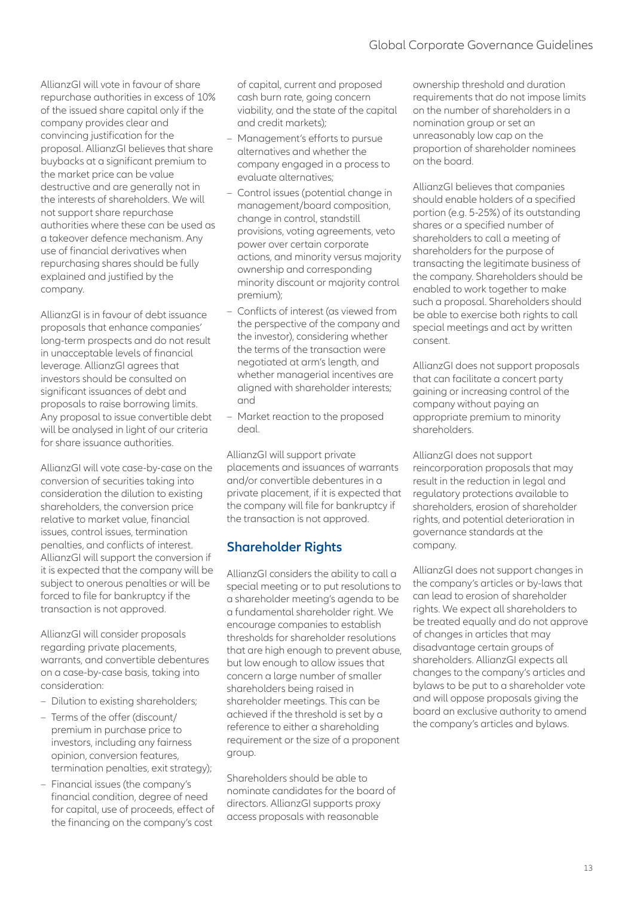AllianzGI will vote in favour of share repurchase authorities in excess of 10% of the issued share capital only if the company provides clear and convincing justification for the proposal. AllianzGI believes that share buybacks at a significant premium to the market price can be value destructive and are generally not in the interests of shareholders. We will not support share repurchase authorities where these can be used as a takeover defence mechanism. Any use of financial derivatives when repurchasing shares should be fully explained and justified by the company.

AllianzGI is in favour of debt issuance proposals that enhance companies' long-term prospects and do not result in unacceptable levels of financial leverage. AllianzGI agrees that investors should be consulted on significant issuances of debt and proposals to raise borrowing limits. Any proposal to issue convertible debt will be analysed in light of our criteria for share issuance authorities.

AllianzGI will vote case-by-case on the conversion of securities taking into consideration the dilution to existing shareholders, the conversion price relative to market value, financial issues, control issues, termination penalties, and conflicts of interest. AllianzGI will support the conversion if it is expected that the company will be subject to onerous penalties or will be forced to file for bankruptcy if the transaction is not approved.

AllianzGI will consider proposals regarding private placements, warrants, and convertible debentures on a case-by-case basis, taking into consideration:

- Dilution to existing shareholders;
- Terms of the offer (discount/ premium in purchase price to investors, including any fairness opinion, conversion features, termination penalties, exit strategy);
- Financial issues (the company's financial condition, degree of need for capital, use of proceeds, effect of the financing on the company's cost of capital, current and proposed cash burn rate, going concern viability, and the state of the capital and credit markets);
- Management's efforts to pursue alternatives and whether the company engaged in a process to evaluate alternatives;
- Control issues (potential change in management/board composition, change in control, standstill provisions, voting agreements, veto power over certain corporate actions, and minority versus majority ownership and corresponding minority discount or majority control premium);
- Conflicts of interest (as viewed from the perspective of the company and the investor), considering whether the terms of the transaction were negotiated at arm's length, and whether managerial incentives are aligned with shareholder interests; and
- Market reaction to the proposed deal.

AllianzGI will support private placements and issuances of warrants and/or convertible debentures in a private placement, if it is expected that the company will file for bankruptcy if the transaction is not approved.

## Shareholder Rights

AllianzGI considers the ability to call a special meeting or to put resolutions to a shareholder meeting's agenda to be a fundamental shareholder right. We encourage companies to establish thresholds for shareholder resolutions that are high enough to prevent abuse, but low enough to allow issues that concern a large number of smaller shareholders being raised in shareholder meetings. This can be achieved if the threshold is set by a reference to either a shareholding requirement or the size of a proponent group.

Shareholders should be able to nominate candidates for the board of directors. AllianzGI supports proxy access proposals with reasonable ownership threshold and duration requirements that do not impose limits on the number of shareholders in a nomination group or set an unreasonably low cap on the proportion of shareholder nominees on the board.

AllianzGI believes that companies should enable holders of a specified portion (e.g. 5-25%) of its outstanding shares or a specified number of shareholders to call a meeting of shareholders for the purpose of transacting the legitimate business of the company. Shareholders should be enabled to work together to make such a proposal. Shareholders should be able to exercise both rights to call special meetings and act by written consent.

AllianzGI does not support proposals that can facilitate a concert party gaining or increasing control of the company without paying an appropriate premium to minority shareholders.

AllianzGI does not support reincorporation proposals that may result in the reduction in legal and regulatory protections available to shareholders, erosion of shareholder rights, and potential deterioration in governance standards at the company.

AllianzGI does not support changes in the company's articles or by-laws that can lead to erosion of shareholder rights. We expect all shareholders to be treated equally and do not approve of changes in articles that may disadvantage certain groups of shareholders. AllianzGI expects all changes to the company's articles and bylaws to be put to a shareholder vote and will oppose proposals giving the board an exclusive authority to amend the company's articles and bylaws.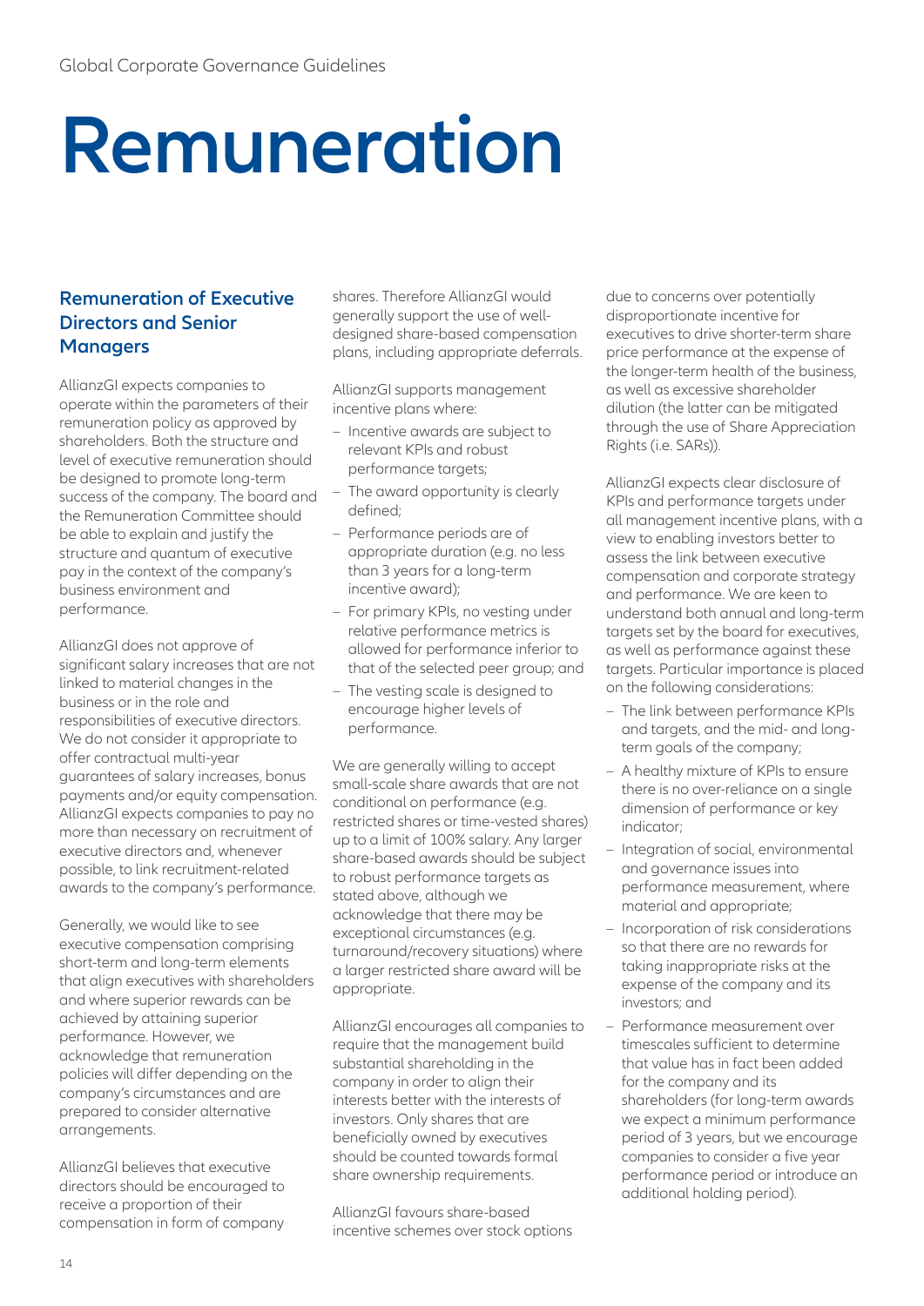# Remuneration

## Remuneration of Executive Directors and Senior Managers

AllianzGI expects companies to operate within the parameters of their remuneration policy as approved by shareholders. Both the structure and level of executive remuneration should be designed to promote long-term success of the company. The board and the Remuneration Committee should be able to explain and justify the structure and quantum of executive pay in the context of the company's business environment and performance.

AllianzGI does not approve of significant salary increases that are not linked to material changes in the business or in the role and responsibilities of executive directors. We do not consider it appropriate to offer contractual multi-year guarantees of salary increases, bonus payments and/or equity compensation. AllianzGI expects companies to pay no more than necessary on recruitment of executive directors and, whenever possible, to link recruitment-related awards to the company's performance.

Generally, we would like to see executive compensation comprising short-term and long-term elements that align executives with shareholders and where superior rewards can be achieved by attaining superior performance. However, we acknowledge that remuneration policies will differ depending on the company's circumstances and are prepared to consider alternative arrangements.

AllianzGI believes that executive directors should be encouraged to receive a proportion of their compensation in form of company shares. Therefore AllianzGI would generally support the use of well-designed share-based compensation plans, including appropriate deferrals.

AllianzGI supports management incentive plans where:

- Incentive awards are subject to relevant KPIs and robust performance targets;
- The award opportunity is clearly defined;
- Performance periods are of appropriate duration (e.g. no less than 3 years for a long-term incentive award);
- For primary KPIs, no vesting under relative performance metrics is allowed for performance inferior to that of the selected peer group; and
- The vesting scale is designed to encourage higher levels of performance.

We are generally willing to accept small-scale share awards that are not conditional on performance (e.g. restricted shares or time-vested shares) up to a limit of 100% salary. Any larger share-based awards should be subject to robust performance targets as stated above, although we acknowledge that there may be exceptional circumstances (e.g. turnaround/recovery situations) where a larger restricted share award will be appropriate.

AllianzGI encourages all companies to require that the management build substantial shareholding in the company in order to align their interests better with the interests of investors. Only shares that are beneficially owned by executives should be counted towards formal share ownership requirements.

AllianzGI favours share-based incentive schemes over stock options due to concerns over potentially disproportionate incentive for executives to drive shorter-term share price performance at the expense of the longer-term health of the business, as well as excessive shareholder dilution (the latter can be mitigated through the use of Share Appreciation Rights (i.e. SARs)).

AllianzGI expects clear disclosure of KPIs and performance targets under all management incentive plans, with a view to enabling investors better to assess the link between executive compensation and corporate strategy and performance. We are keen to understand both annual and long-term targets set by the board for executives, as well as performance against these targets. Particular importance is placed on the following considerations:

- The link between performance KPIs and targets, and the mid- and long-term goals of the company;
- A healthy mixture of KPIs to ensure there is no over-reliance on a single dimension of performance or key indicator;
- Integration of social, environmental and governance issues into performance measurement, where material and appropriate;
- Incorporation of risk considerations so that there are no rewards for taking inappropriate risks at the expense of the company and its investors; and
- Performance measurement over timescales sufficient to determine that value has in fact been added for the company and its shareholders (for long-term awards we expect a minimum performance period of 3 years, but we encourage companies to consider a five year performance period or introduce an additional holding period).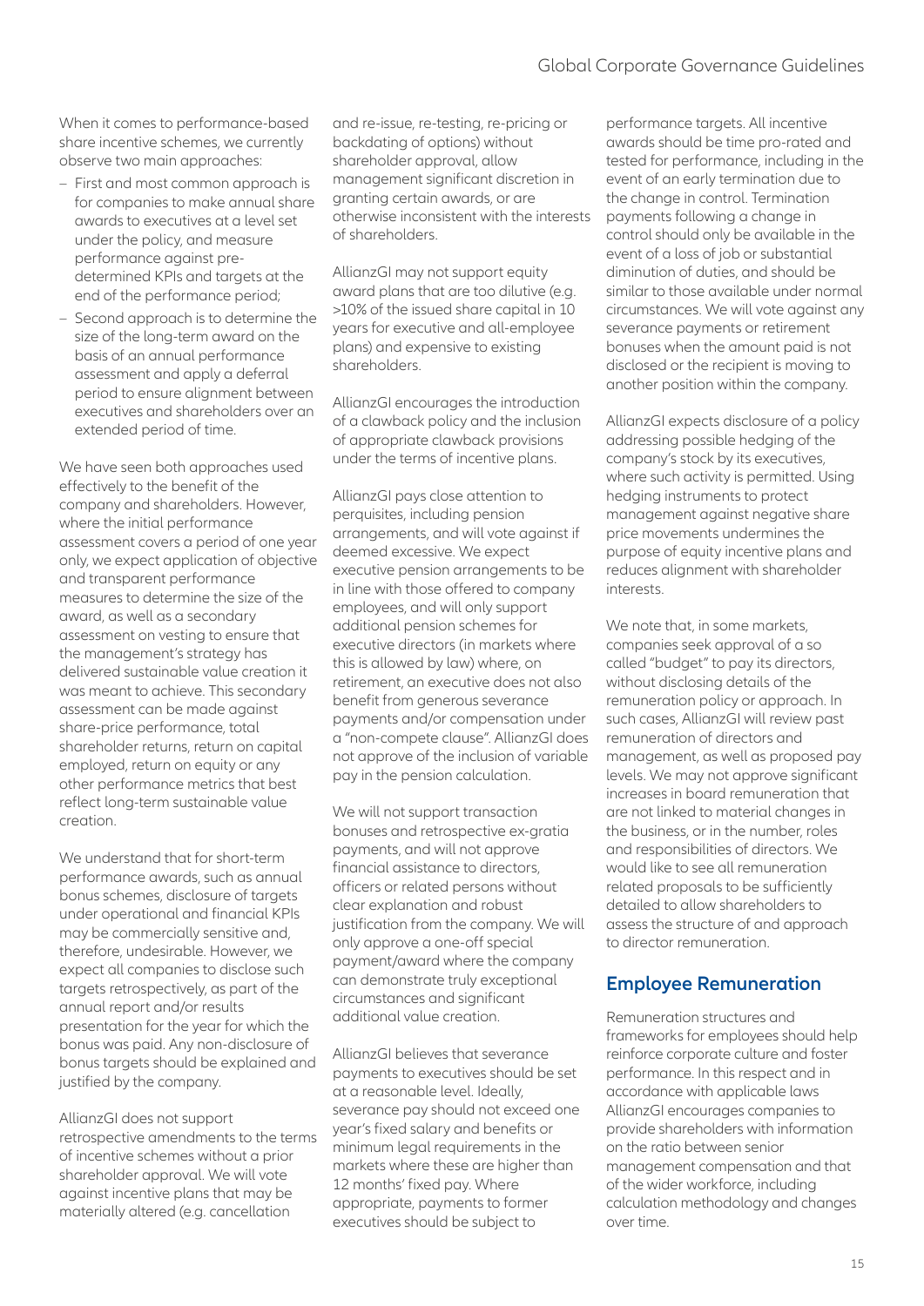When it comes to performance-based share incentive schemes, we currently observe two main approaches:

- First and most common approach is for companies to make annual share awards to executives at a level set under the policy, and measure performance against pre-determined KPIs and targets at the end of the performance period;
- Second approach is to determine the size of the long-term award on the basis of an annual performance assessment and apply a deferral period to ensure alignment between executives and shareholders over an extended period of time.

We have seen both approaches used effectively to the benefit of the company and shareholders. However, where the initial performance assessment covers a period of one year only, we expect application of objective and transparent performance measures to determine the size of the award, as well as a secondary assessment on vesting to ensure that the management's strategy has delivered sustainable value creation it was meant to achieve. This secondary assessment can be made against share-price performance, total shareholder returns, return on capital employed, return on equity or any other performance metrics that best reflect long-term sustainable value creation.

We understand that for short-term performance awards, such as annual bonus schemes, disclosure of targets under operational and financial KPIs may be commercially sensitive and, therefore, undesirable. However, we expect all companies to disclose such targets retrospectively, as part of the annual report and/or results presentation for the year for which the bonus was paid. Any non-disclosure of bonus targets should be explained and justified by the company.

AllianzGI does not support retrospective amendments to the terms of incentive schemes without a prior shareholder approval. We will vote against incentive plans that may be materially altered (e.g. cancellation and re-issue, re-testing, re-pricing or backdating of options) without shareholder approval, allow management significant discretion in granting certain awards, or are otherwise inconsistent with the interests of shareholders.

AllianzGI may not support equity award plans that are too dilutive (e.g. >10% of the issued share capital in 10 years for executive and all-employee plans) and expensive to existing shareholders.

AllianzGI encourages the introduction of a clawback policy and the inclusion of appropriate clawback provisions under the terms of incentive plans.

AllianzGI pays close attention to perquisites, including pension arrangements, and will vote against if deemed excessive. We expect executive pension arrangements to be in line with those offered to company employees, and will only support additional pension schemes for executive directors (in markets where this is allowed by law) where, on retirement, an executive does not also benefit from generous severance payments and/or compensation under a "non-compete clause". AllianzGI does not approve of the inclusion of variable pay in the pension calculation.

We will not support transaction bonuses and retrospective ex-gratia payments, and will not approve financial assistance to directors, officers or related persons without clear explanation and robust justification from the company. We will only approve a one-off special payment/award where the company can demonstrate truly exceptional circumstances and significant additional value creation.

AllianzGI believes that severance payments to executives should be set at a reasonable level. Ideally, severance pay should not exceed one year's fixed salary and benefits or minimum legal requirements in the markets where these are higher than 12 months' fixed pay. Where appropriate, payments to former executives should be subject to performance targets. All incentive awards should be time pro-rated and tested for performance, including in the event of an early termination due to the change in control. Termination payments following a change in control should only be available in the event of a loss of job or substantial diminution of duties, and should be similar to those available under normal circumstances. We will vote against any severance payments or retirement bonuses when the amount paid is not disclosed or the recipient is moving to another position within the company.

AllianzGI expects disclosure of a policy addressing possible hedging of the company's stock by its executives, where such activity is permitted. Using hedging instruments to protect management against negative share price movements undermines the purpose of equity incentive plans and reduces alignment with shareholder interests.

We note that, in some markets, companies seek approval of a so called "budget" to pay its directors, without disclosing details of the remuneration policy or approach. In such cases, AllianzGI will review past remuneration of directors and management, as well as proposed pay levels. We may not approve significant increases in board remuneration that are not linked to material changes in the business, or in the number, roles and responsibilities of directors. We would like to see all remuneration related proposals to be sufficiently detailed to allow shareholders to assess the structure of and approach to director remuneration.

## Employee Remuneration

Remuneration structures and frameworks for employees should help reinforce corporate culture and foster performance. In this respect and in accordance with applicable laws AllianzGI encourages companies to provide shareholders with information on the ratio between senior management compensation and that of the wider workforce, including calculation methodology and changes over time.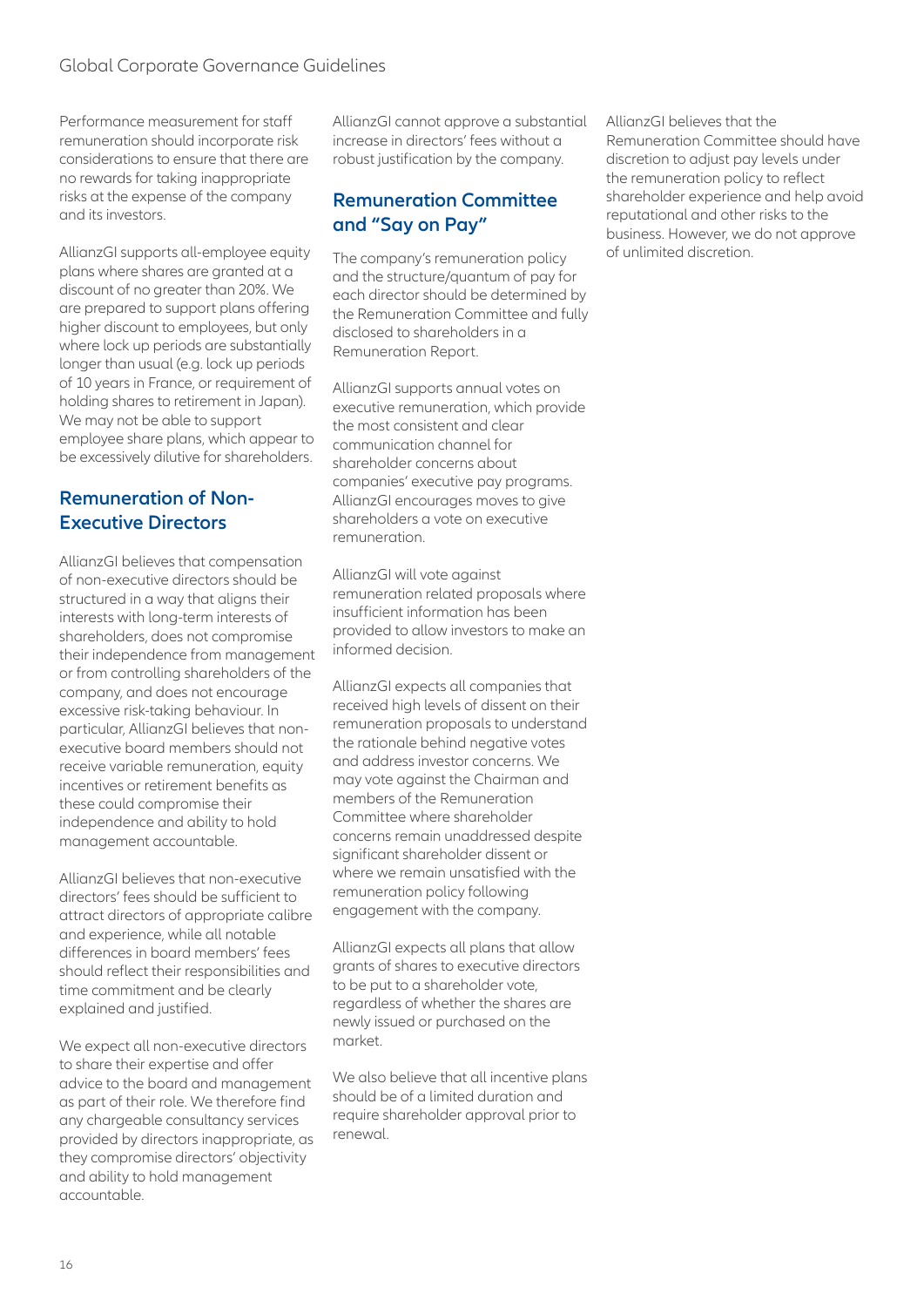Performance measurement for staff remuneration should incorporate risk considerations to ensure that there are no rewards for taking inappropriate risks at the expense of the company and its investors.

AllianzGI supports all-employee equity plans where shares are granted at a discount of no greater than 20%. We are prepared to support plans offering higher discount to employees, but only where lock up periods are substantially longer than usual (e.g. lock up periods of 10 years in France, or requirement of holding shares to retirement in Japan). We may not be able to support employee share plans, which appear to be excessively dilutive for shareholders.

## Remuneration of Non-Executive Directors

AllianzGI believes that compensation of non-executive directors should be structured in a way that aligns their interests with long-term interests of shareholders, does not compromise their independence from management or from controlling shareholders of the company, and does not encourage excessive risk-taking behaviour. In particular, AllianzGI believes that non-executive board members should not receive variable remuneration, equity incentives or retirement benefits as these could compromise their independence and ability to hold management accountable.

AllianzGI believes that non-executive directors' fees should be sufficient to attract directors of appropriate calibre and experience, while all notable differences in board members' fees should reflect their responsibilities and time commitment and be clearly explained and justified.

We expect all non-executive directors to share their expertise and offer advice to the board and management as part of their role. We therefore find any chargeable consultancy services provided by directors inappropriate, as they compromise directors' objectivity and ability to hold management accountable.

AllianzGI cannot approve a substantial increase in directors' fees without a robust justification by the company.

## Remuneration Committee and "Say on Pay"

The company's remuneration policy and the structure/quantum of pay for each director should be determined by the Remuneration Committee and fully disclosed to shareholders in a Remuneration Report.

AllianzGI supports annual votes on executive remuneration, which provide the most consistent and clear communication channel for shareholder concerns about companies' executive pay programs. AllianzGI encourages moves to give shareholders a vote on executive remuneration.

AllianzGI will vote against remuneration related proposals where insufficient information has been provided to allow investors to make an informed decision.

AllianzGI expects all companies that received high levels of dissent on their remuneration proposals to understand the rationale behind negative votes and address investor concerns. We may vote against the Chairman and members of the Remuneration Committee where shareholder concerns remain unaddressed despite significant shareholder dissent or where we remain unsatisfied with the remuneration policy following engagement with the company.

AllianzGI expects all plans that allow grants of shares to executive directors to be put to a shareholder vote, regardless of whether the shares are newly issued or purchased on the market.

We also believe that all incentive plans should be of a limited duration and require shareholder approval prior to renewal.

AllianzGI believes that the Remuneration Committee should have discretion to adjust pay levels under the remuneration policy to reflect shareholder experience and help avoid reputational and other risks to the business. However, we do not approve of unlimited discretion.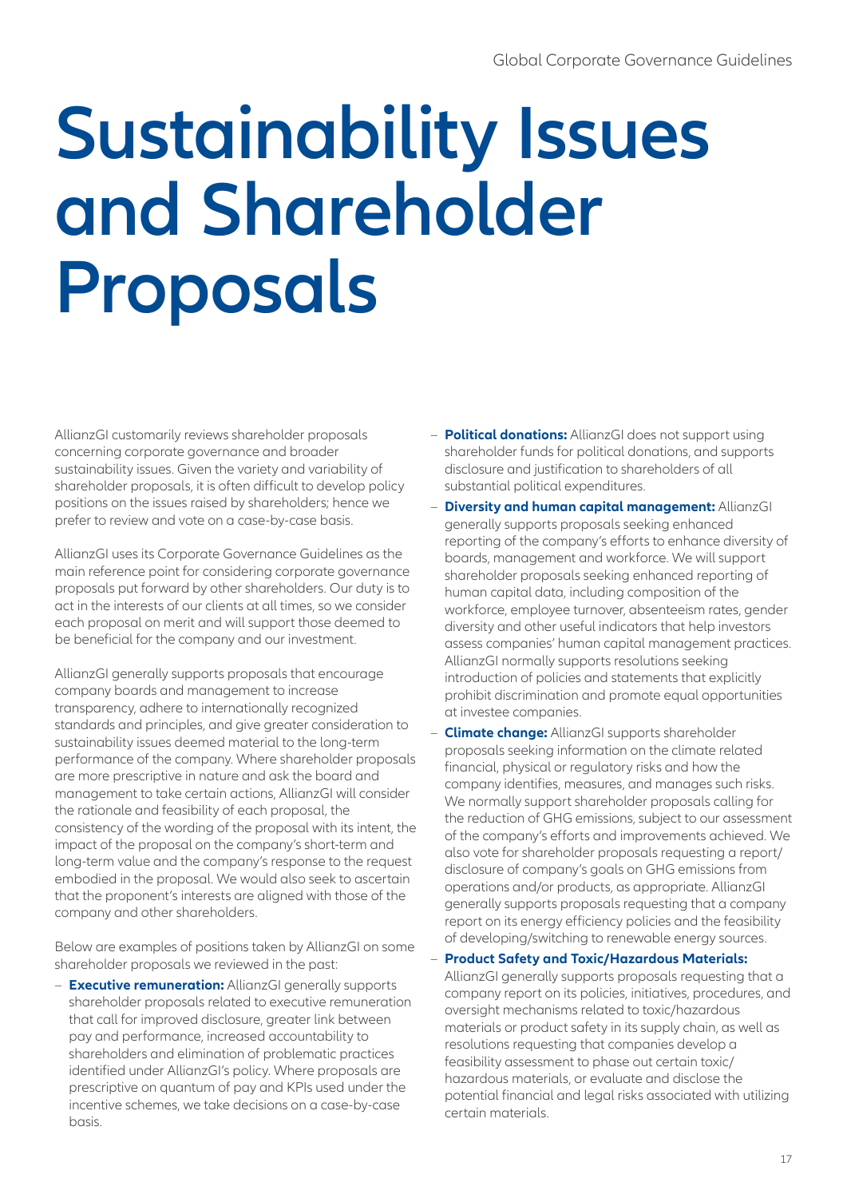# Sustainability Issues and Shareholder Proposals

AllianzGI customarily reviews shareholder proposals concerning corporate governance and broader sustainability issues. Given the variety and variability of shareholder proposals, it is often difficult to develop policy positions on the issues raised by shareholders; hence we prefer to review and vote on a case-by-case basis.

AllianzGI uses its Corporate Governance Guidelines as the main reference point for considering corporate governance proposals put forward by other shareholders. Our duty is to act in the interests of our clients at all times, so we consider each proposal on merit and will support those deemed to be beneficial for the company and our investment.

AllianzGI generally supports proposals that encourage company boards and management to increase transparency, adhere to internationally recognized standards and principles, and give greater consideration to sustainability issues deemed material to the long-term performance of the company. Where shareholder proposals are more prescriptive in nature and ask the board and management to take certain actions, AllianzGI will consider the rationale and feasibility of each proposal, the consistency of the wording of the proposal with its intent, the impact of the proposal on the company's short-term and long-term value and the company's response to the request embodied in the proposal. We would also seek to ascertain that the proponent's interests are aligned with those of the company and other shareholders.

Below are examples of positions taken by AllianzGI on some shareholder proposals we reviewed in the past:

- **Executive remuneration:** AllianzGI generally supports shareholder proposals related to executive remuneration that call for improved disclosure, greater link between pay and performance, increased accountability to shareholders and elimination of problematic practices identified under AllianzGI's policy. Where proposals are prescriptive on quantum of pay and KPIs used under the incentive schemes, we take decisions on a case-by-case basis.
- **Political donations:** AllianzGI does not support using shareholder funds for political donations, and supports disclosure and justification to shareholders of all substantial political expenditures.
- **Diversity and human capital management:** AllianzGI generally supports proposals seeking enhanced reporting of the company's efforts to enhance diversity of boards, management and workforce. We will support shareholder proposals seeking enhanced reporting of human capital data, including composition of the workforce, employee turnover, absenteeism rates, gender diversity and other useful indicators that help investors assess companies' human capital management practices. AllianzGI normally supports resolutions seeking introduction of policies and statements that explicitly prohibit discrimination and promote equal opportunities at investee companies.
- **Climate change:** AllianzGI supports shareholder proposals seeking information on the climate related financial, physical or regulatory risks and how the company identifies, measures, and manages such risks. We normally support shareholder proposals calling for the reduction of GHG emissions, subject to our assessment of the company's efforts and improvements achieved. We also vote for shareholder proposals requesting a report/disclosure of company's goals on GHG emissions from operations and/or products, as appropriate. AllianzGI generally supports proposals requesting that a company report on its energy efficiency policies and the feasibility of developing/switching to renewable energy sources.
- **Product Safety and Toxic/Hazardous Materials:** AllianzGI generally supports proposals requesting that a company report on its policies, initiatives, procedures, and oversight mechanisms related to toxic/hazardous materials or product safety in its supply chain, as well as resolutions requesting that companies develop a feasibility assessment to phase out certain toxic/hazardous materials, or evaluate and disclose the potential financial and legal risks associated with utilizing certain materials.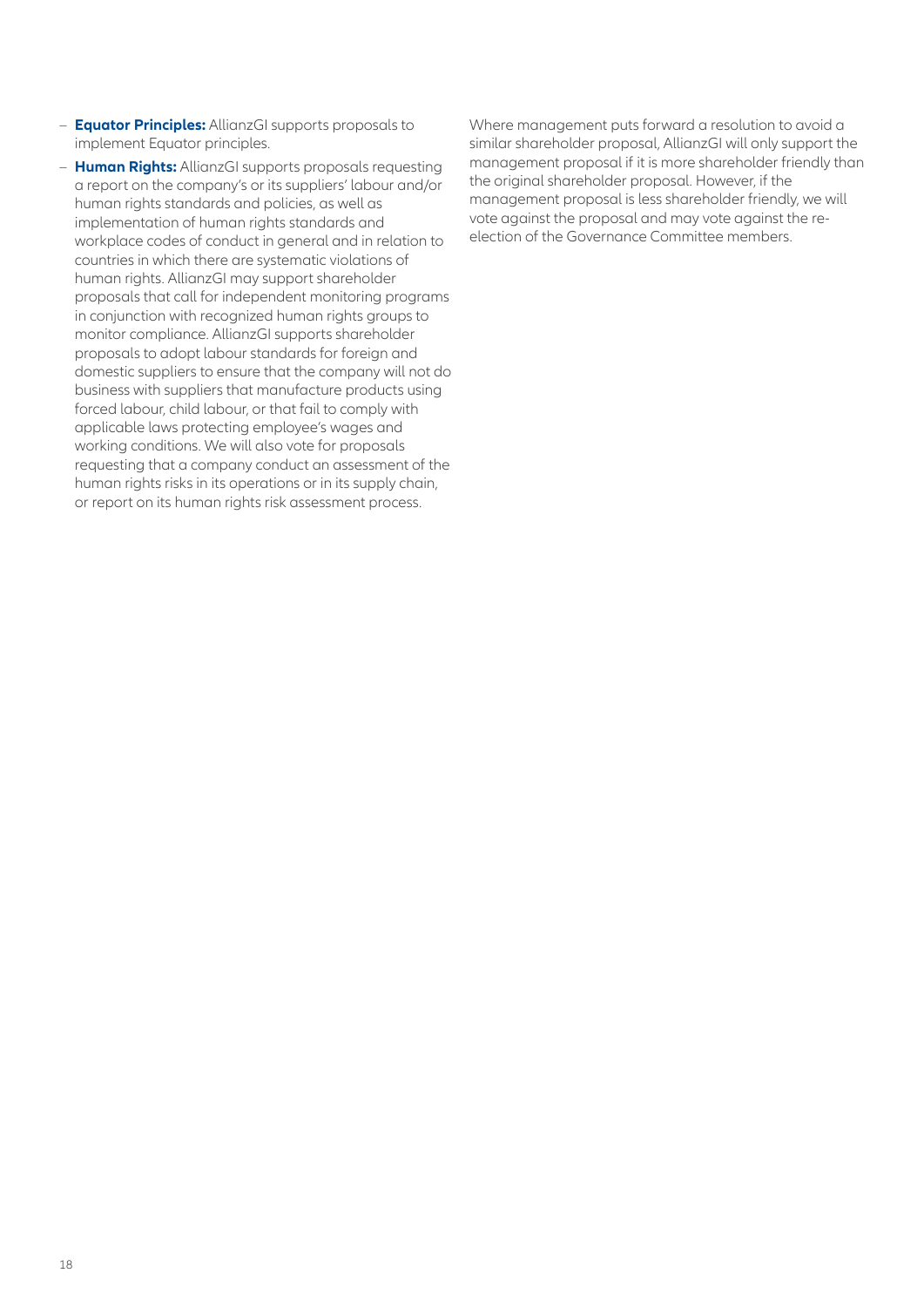- **Equator Principles:** AllianzGI supports proposals to implement Equator principles.
- **Human Rights:** AllianzGI supports proposals requesting a report on the company's or its suppliers' labour and/or human rights standards and policies, as well as implementation of human rights standards and workplace codes of conduct in general and in relation to countries in which there are systematic violations of human rights. AllianzGI may support shareholder proposals that call for independent monitoring programs in conjunction with recognized human rights groups to monitor compliance. AllianzGI supports shareholder proposals to adopt labour standards for foreign and domestic suppliers to ensure that the company will not do business with suppliers that manufacture products using forced labour, child labour, or that fail to comply with applicable laws protecting employee's wages and working conditions. We will also vote for proposals requesting that a company conduct an assessment of the human rights risks in its operations or in its supply chain, or report on its human rights risk assessment process.

Where management puts forward a resolution to avoid a similar shareholder proposal, AllianzGI will only support the management proposal if it is more shareholder friendly than the original shareholder proposal. However, if the management proposal is less shareholder friendly, we will vote against the proposal and may vote against the re-election of the Governance Committee members.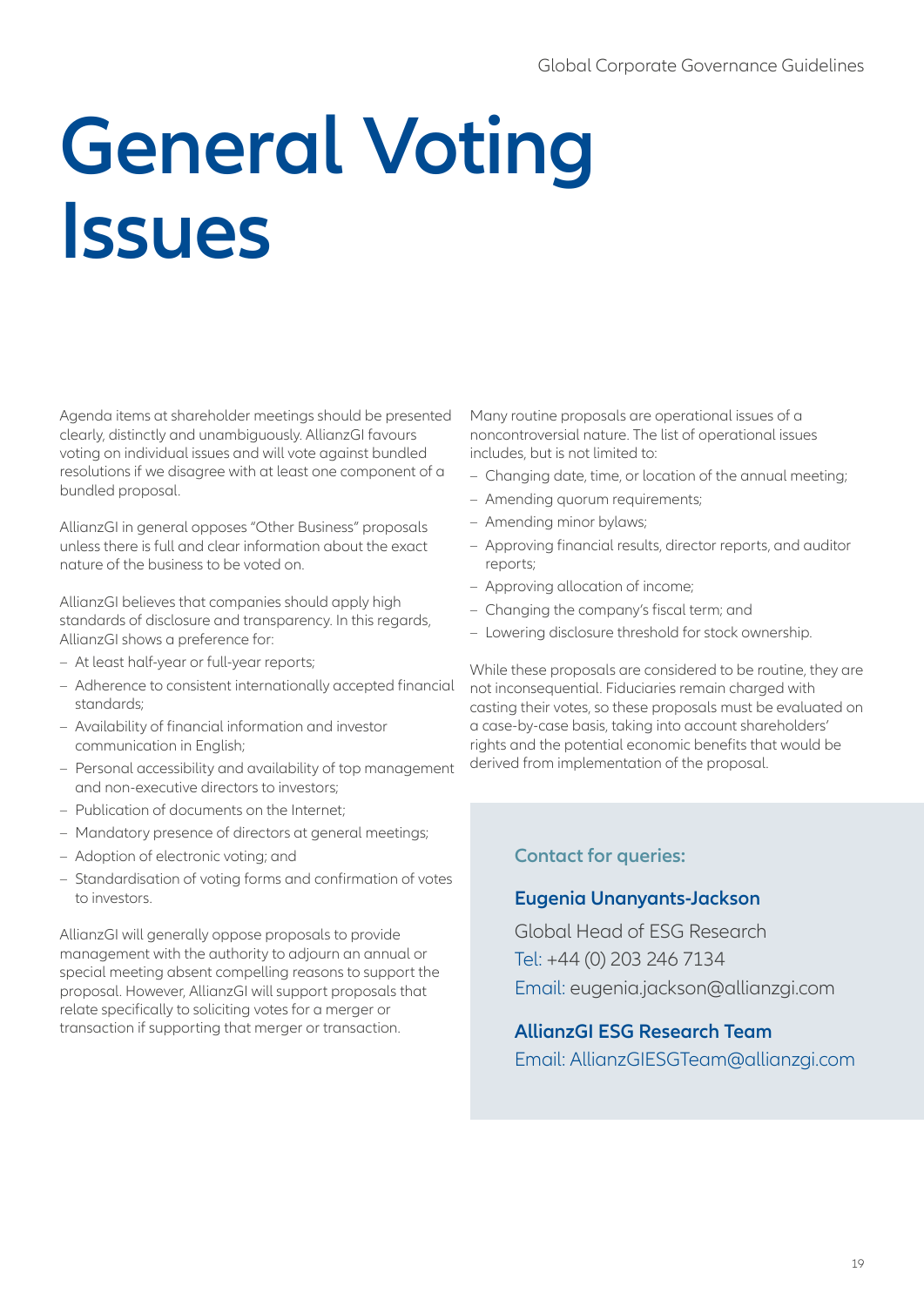# General Voting Issues

Agenda items at shareholder meetings should be presented clearly, distinctly and unambiguously. AllianzGI favours voting on individual issues and will vote against bundled resolutions if we disagree with at least one component of a bundled proposal.

AllianzGI in general opposes "Other Business" proposals unless there is full and clear information about the exact nature of the business to be voted on.

AllianzGI believes that companies should apply high standards of disclosure and transparency. In this regards, AllianzGI shows a preference for:

- At least half-year or full-year reports;
- Adherence to consistent internationally accepted financial standards;
- Availability of financial information and investor communication in English;
- Personal accessibility and availability of top management and non-executive directors to investors;
- Publication of documents on the Internet;
- Mandatory presence of directors at general meetings;
- Adoption of electronic voting; and
- Standardisation of voting forms and confirmation of votes to investors.

AllianzGI will generally oppose proposals to provide management with the authority to adjourn an annual or special meeting absent compelling reasons to support the proposal. However, AllianzGI will support proposals that relate specifically to soliciting votes for a merger or transaction if supporting that merger or transaction.

Many routine proposals are operational issues of a noncontroversial nature. The list of operational issues includes, but is not limited to:

- Changing date, time, or location of the annual meeting;
- Amending quorum requirements;
- Amending minor bylaws;
- Approving financial results, director reports, and auditor reports;
- Approving allocation of income;
- Changing the company's fiscal term; and
- Lowering disclosure threshold for stock ownership.

While these proposals are considered to be routine, they are not inconsequential. Fiduciaries remain charged with casting their votes, so these proposals must be evaluated on a case-by-case basis, taking into account shareholders' rights and the potential economic benefits that would be derived from implementation of the proposal.

**Contact for queries:**

**Eugenia Unanyants-Jackson**

Global Head of ESG Research
Tel: +44 (0) 203 246 7134
Email: eugenia.jackson@allianzgi.com

**AllianzGI ESG Research Team**

Email: AllianzGIESGTeam@allianzgi.com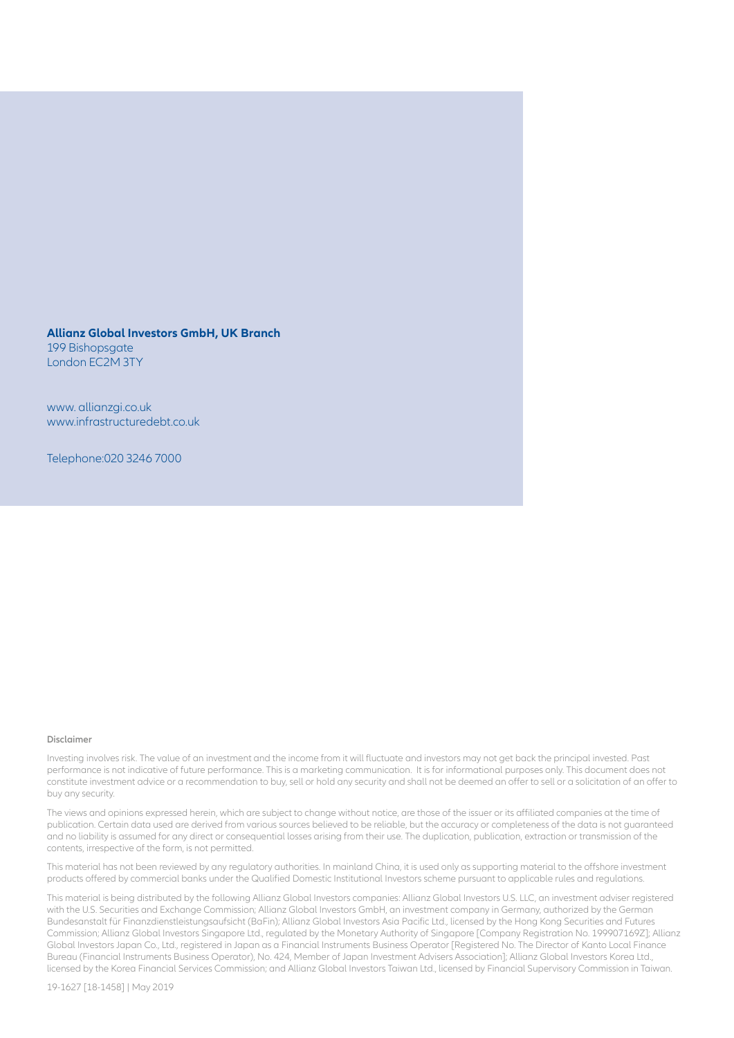**Allianz Global Investors GmbH, UK Branch**
199 Bishopsgate
London EC2M 3TY

www. allianzgi.co.uk
www.infrastructuredebt.co.uk

Telephone:020 3246 7000

**Disclaimer**

Investing involves risk. The value of an investment and the income from it will fluctuate and investors may not get back the principal invested. Past performance is not indicative of future performance. This is a marketing communication. It is for informational purposes only. This document does not constitute investment advice or a recommendation to buy, sell or hold any security and shall not be deemed an offer to sell or a solicitation of an offer to buy any security.

The views and opinions expressed herein, which are subject to change without notice, are those of the issuer or its affiliated companies at the time of publication. Certain data used are derived from various sources believed to be reliable, but the accuracy or completeness of the data is not guaranteed and no liability is assumed for any direct or consequential losses arising from their use. The duplication, publication, extraction or transmission of the contents, irrespective of the form, is not permitted.

This material has not been reviewed by any regulatory authorities. In mainland China, it is used only as supporting material to the offshore investment products offered by commercial banks under the Qualified Domestic Institutional Investors scheme pursuant to applicable rules and regulations.

This material is being distributed by the following Allianz Global Investors companies: Allianz Global Investors U.S. LLC, an investment adviser registered with the U.S. Securities and Exchange Commission; Allianz Global Investors GmbH, an investment company in Germany, authorized by the German Bundesanstalt für Finanzdienstleistungsaufsicht (BaFin); Allianz Global Investors Asia Pacific Ltd., licensed by the Hong Kong Securities and Futures Commission; Allianz Global Investors Singapore Ltd., regulated by the Monetary Authority of Singapore [Company Registration No. 199907169Z]; Allianz Global Investors Japan Co., Ltd., registered in Japan as a Financial Instruments Business Operator [Registered No. The Director of Kanto Local Finance Bureau (Financial Instruments Business Operator), No. 424, Member of Japan Investment Advisers Association]; Allianz Global Investors Korea Ltd., licensed by the Korea Financial Services Commission; and Allianz Global Investors Taiwan Ltd., licensed by Financial Supervisory Commission in Taiwan.

19-1627 [18-1458] | May 2019